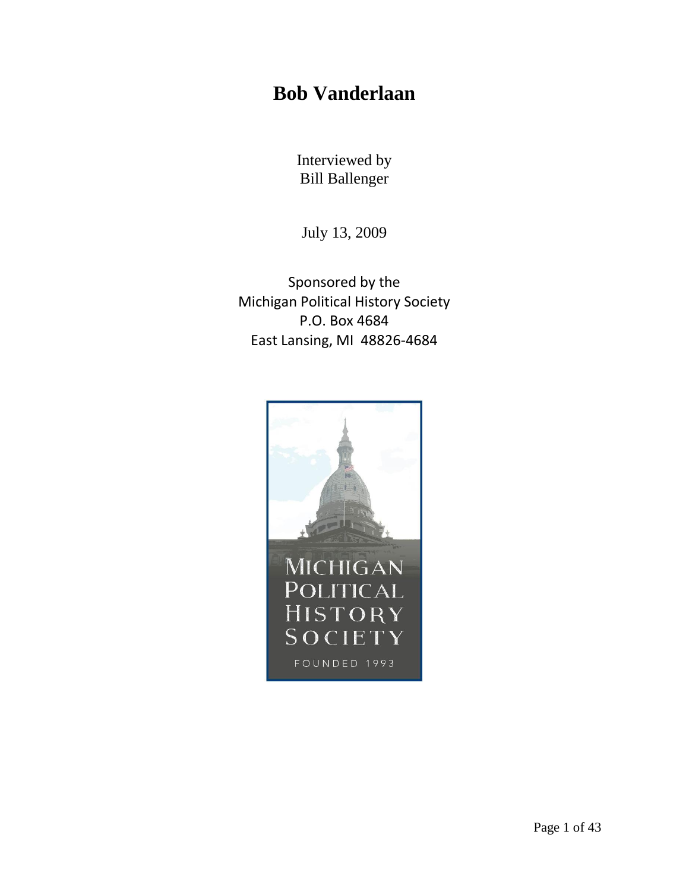# Bob Vanderlaan

Interviewed by
Bill Ballenger

July 13, 2009

Sponsored by the
Michigan Political History Society
P.O. Box 4684
East Lansing, MI 48826-4684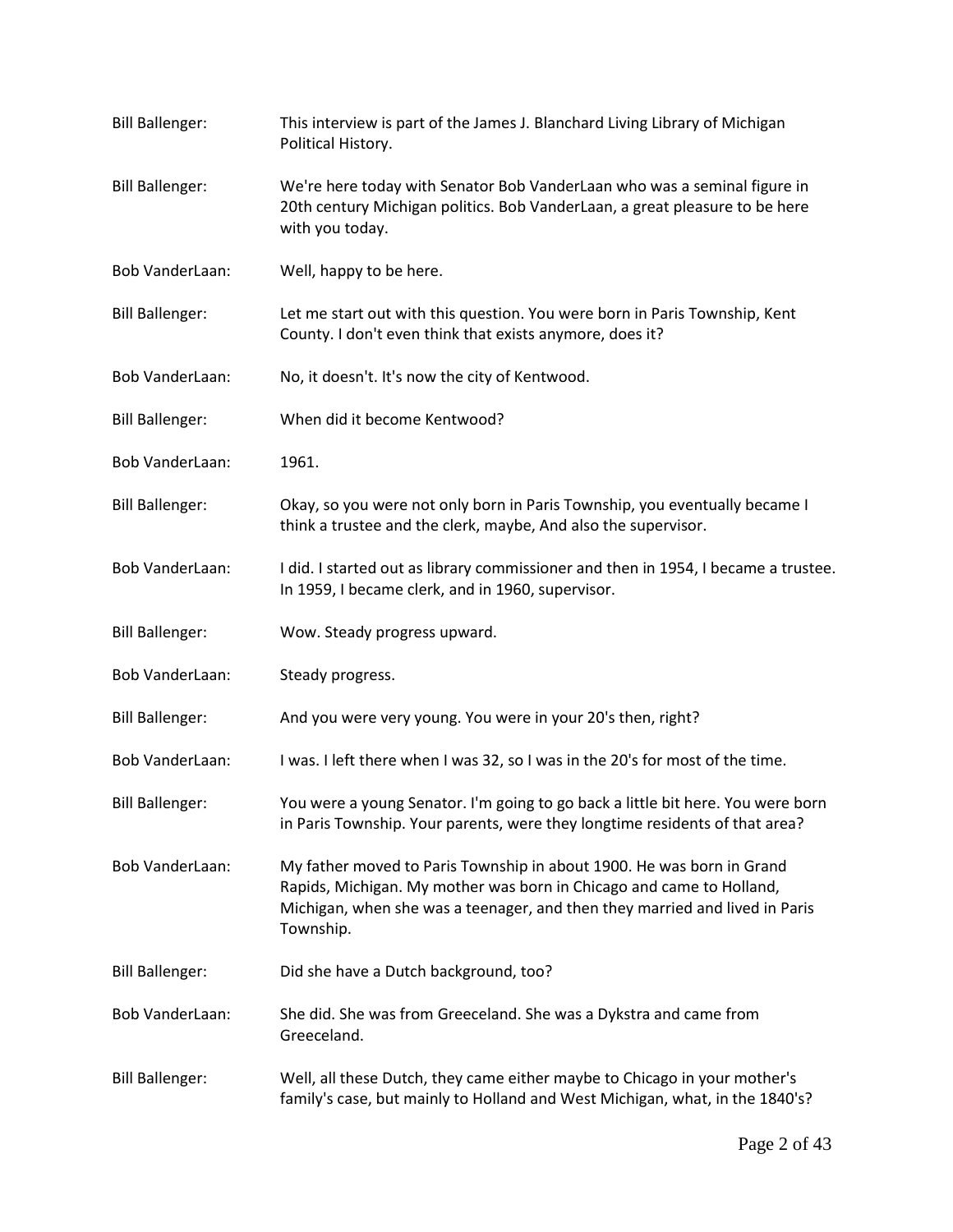**Bill Ballenger:** This interview is part of the James J. Blanchard Living Library of Michigan Political History.

**Bill Ballenger:** We're here today with Senator Bob VanderLaan who was a seminal figure in 20th century Michigan politics. Bob VanderLaan, a great pleasure to be here with you today.

**Bob VanderLaan:** Well, happy to be here.

**Bill Ballenger:** Let me start out with this question. You were born in Paris Township, Kent County. I don't even think that exists anymore, does it?

**Bob VanderLaan:** No, it doesn't. It's now the city of Kentwood.

**Bill Ballenger:** When did it become Kentwood?

**Bob VanderLaan:** 1961.

**Bill Ballenger:** Okay, so you were not only born in Paris Township, you eventually became I think a trustee and the clerk, maybe, And also the supervisor.

**Bob VanderLaan:** I did. I started out as library commissioner and then in 1954, I became a trustee. In 1959, I became clerk, and in 1960, supervisor.

**Bill Ballenger:** Wow. Steady progress upward.

**Bob VanderLaan:** Steady progress.

**Bill Ballenger:** And you were very young. You were in your 20's then, right?

**Bob VanderLaan:** I was. I left there when I was 32, so I was in the 20's for most of the time.

**Bill Ballenger:** You were a young Senator. I'm going to go back a little bit here. You were born in Paris Township. Your parents, were they longtime residents of that area?

**Bob VanderLaan:** My father moved to Paris Township in about 1900. He was born in Grand Rapids, Michigan. My mother was born in Chicago and came to Holland, Michigan, when she was a teenager, and then they married and lived in Paris Township.

**Bill Ballenger:** Did she have a Dutch background, too?

**Bob VanderLaan:** She did. She was from Greeceland. She was a Dykstra and came from Greeceland.

**Bill Ballenger:** Well, all these Dutch, they came either maybe to Chicago in your mother's family's case, but mainly to Holland and West Michigan, what, in the 1840's?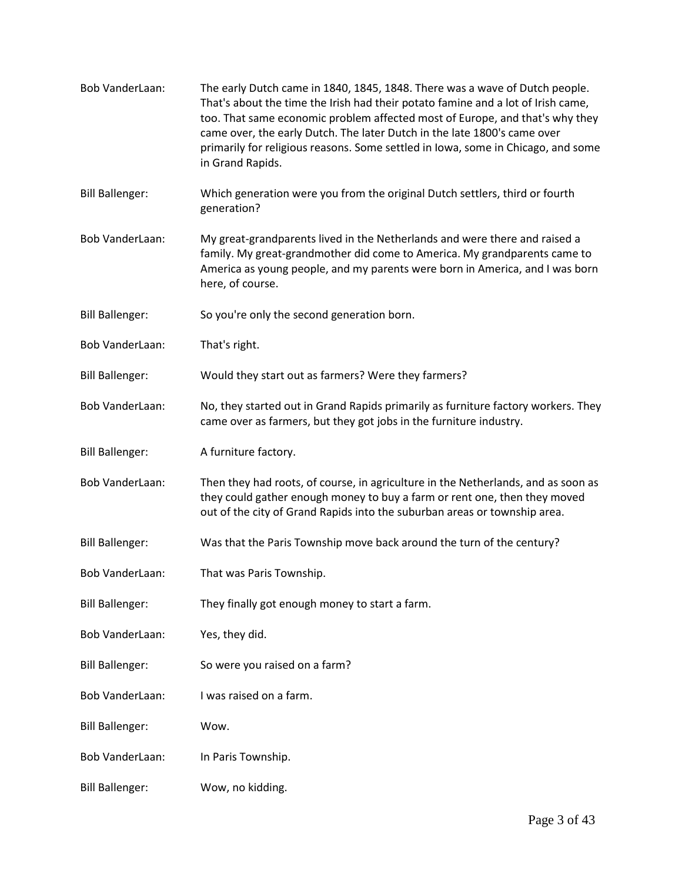Bob VanderLaan: The early Dutch came in 1840, 1845, 1848. There was a wave of Dutch people. That's about the time the Irish had their potato famine and a lot of Irish came, too. That same economic problem affected most of Europe, and that's why they came over, the early Dutch. The later Dutch in the late 1800's came over primarily for religious reasons. Some settled in Iowa, some in Chicago, and some in Grand Rapids.

Bill Ballenger: Which generation were you from the original Dutch settlers, third or fourth generation?

Bob VanderLaan: My great-grandparents lived in the Netherlands and were there and raised a family. My great-grandmother did come to America. My grandparents came to America as young people, and my parents were born in America, and I was born here, of course.

Bill Ballenger: So you're only the second generation born.

Bob VanderLaan: That's right.

Bill Ballenger: Would they start out as farmers? Were they farmers?

Bob VanderLaan: No, they started out in Grand Rapids primarily as furniture factory workers. They came over as farmers, but they got jobs in the furniture industry.

Bill Ballenger: A furniture factory.

Bob VanderLaan: Then they had roots, of course, in agriculture in the Netherlands, and as soon as they could gather enough money to buy a farm or rent one, then they moved out of the city of Grand Rapids into the suburban areas or township area.

Bill Ballenger: Was that the Paris Township move back around the turn of the century?

Bob VanderLaan: That was Paris Township.

Bill Ballenger: They finally got enough money to start a farm.

Bob VanderLaan: Yes, they did.

Bill Ballenger: So were you raised on a farm?

Bob VanderLaan: I was raised on a farm.

Bill Ballenger: Wow.

Bob VanderLaan: In Paris Township.

Bill Ballenger: Wow, no kidding.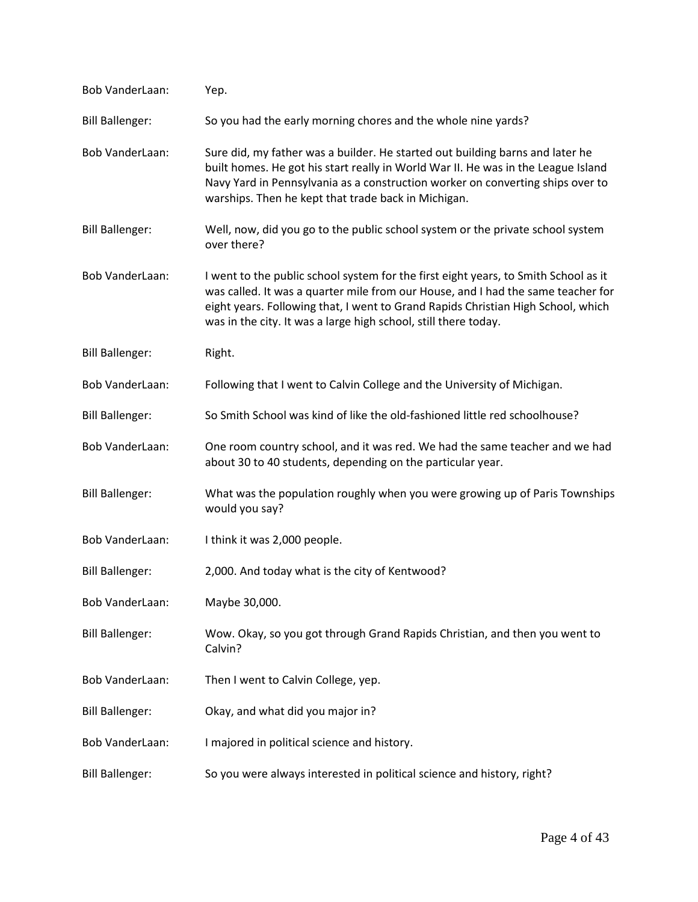Bob VanderLaan: Yep.

Bill Ballenger: So you had the early morning chores and the whole nine yards?

Bob VanderLaan: Sure did, my father was a builder. He started out building barns and later he built homes. He got his start really in World War II. He was in the League Island Navy Yard in Pennsylvania as a construction worker on converting ships over to warships. Then he kept that trade back in Michigan.

Bill Ballenger: Well, now, did you go to the public school system or the private school system over there?

Bob VanderLaan: I went to the public school system for the first eight years, to Smith School as it was called. It was a quarter mile from our House, and I had the same teacher for eight years. Following that, I went to Grand Rapids Christian High School, which was in the city. It was a large high school, still there today.

Bill Ballenger: Right.

Bob VanderLaan: Following that I went to Calvin College and the University of Michigan.

Bill Ballenger: So Smith School was kind of like the old-fashioned little red schoolhouse?

Bob VanderLaan: One room country school, and it was red. We had the same teacher and we had about 30 to 40 students, depending on the particular year.

Bill Ballenger: What was the population roughly when you were growing up of Paris Townships would you say?

Bob VanderLaan: I think it was 2,000 people.

Bill Ballenger: 2,000. And today what is the city of Kentwood?

Bob VanderLaan: Maybe 30,000.

Bill Ballenger: Wow. Okay, so you got through Grand Rapids Christian, and then you went to Calvin?

Bob VanderLaan: Then I went to Calvin College, yep.

Bill Ballenger: Okay, and what did you major in?

Bob VanderLaan: I majored in political science and history.

Bill Ballenger: So you were always interested in political science and history, right?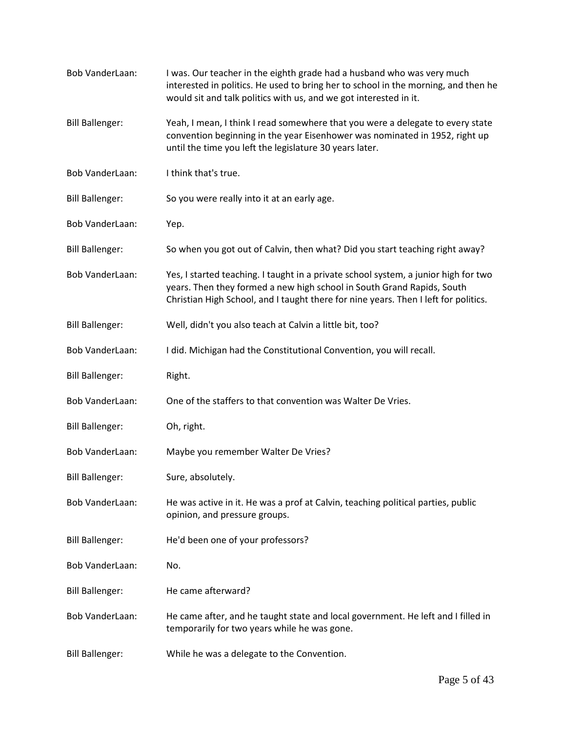Bob VanderLaan: I was. Our teacher in the eighth grade had a husband who was very much interested in politics. He used to bring her to school in the morning, and then he would sit and talk politics with us, and we got interested in it.

Bill Ballenger: Yeah, I mean, I think I read somewhere that you were a delegate to every state convention beginning in the year Eisenhower was nominated in 1952, right up until the time you left the legislature 30 years later.

Bob VanderLaan: I think that's true.

Bill Ballenger: So you were really into it at an early age.

Bob VanderLaan: Yep.

Bill Ballenger: So when you got out of Calvin, then what? Did you start teaching right away?

Bob VanderLaan: Yes, I started teaching. I taught in a private school system, a junior high for two years. Then they formed a new high school in South Grand Rapids, South Christian High School, and I taught there for nine years. Then I left for politics.

Bill Ballenger: Well, didn't you also teach at Calvin a little bit, too?

Bob VanderLaan: I did. Michigan had the Constitutional Convention, you will recall.

Bill Ballenger: Right.

Bob VanderLaan: One of the staffers to that convention was Walter De Vries.

Bill Ballenger: Oh, right.

Bob VanderLaan: Maybe you remember Walter De Vries?

Bill Ballenger: Sure, absolutely.

Bob VanderLaan: He was active in it. He was a prof at Calvin, teaching political parties, public opinion, and pressure groups.

Bill Ballenger: He'd been one of your professors?

Bob VanderLaan: No.

Bill Ballenger: He came afterward?

Bob VanderLaan: He came after, and he taught state and local government. He left and I filled in temporarily for two years while he was gone.

Bill Ballenger: While he was a delegate to the Convention.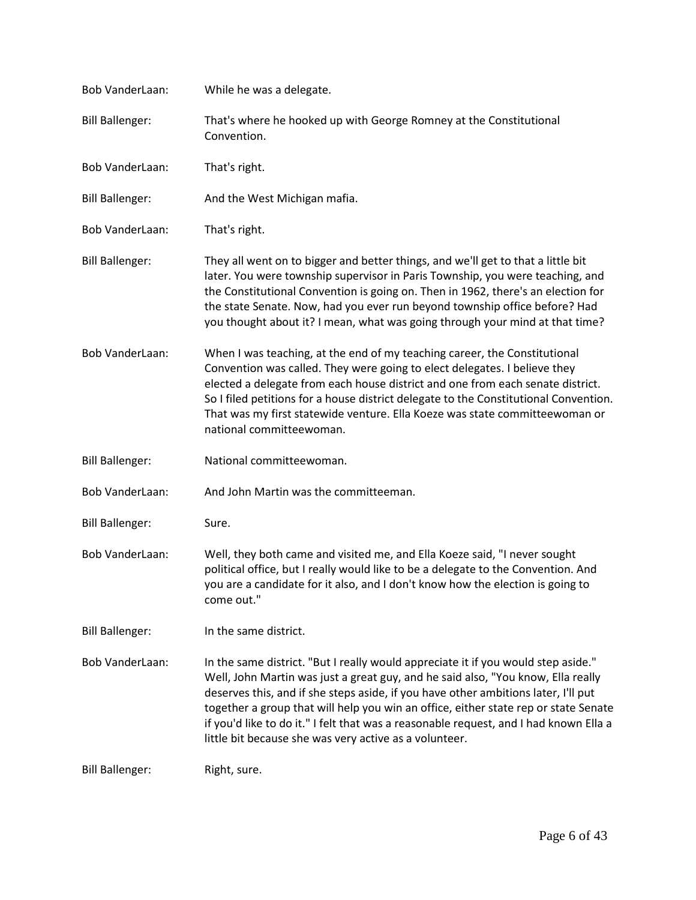Bob VanderLaan: While he was a delegate.

Bill Ballenger: That's where he hooked up with George Romney at the Constitutional Convention.

Bob VanderLaan: That's right.

Bill Ballenger: And the West Michigan mafia.

Bob VanderLaan: That's right.

Bill Ballenger: They all went on to bigger and better things, and we'll get to that a little bit later. You were township supervisor in Paris Township, you were teaching, and the Constitutional Convention is going on. Then in 1962, there's an election for the state Senate. Now, had you ever run beyond township office before? Had you thought about it? I mean, what was going through your mind at that time?

Bob VanderLaan: When I was teaching, at the end of my teaching career, the Constitutional Convention was called. They were going to elect delegates. I believe they elected a delegate from each house district and one from each senate district. So I filed petitions for a house district delegate to the Constitutional Convention. That was my first statewide venture. Ella Koeze was state committeewoman or national committeewoman.

Bill Ballenger: National committeewoman.

Bob VanderLaan: And John Martin was the committeeman.

Bill Ballenger: Sure.

Bob VanderLaan: Well, they both came and visited me, and Ella Koeze said, "I never sought political office, but I really would like to be a delegate to the Convention. And you are a candidate for it also, and I don't know how the election is going to come out."

Bill Ballenger: In the same district.

Bob VanderLaan: In the same district. "But I really would appreciate it if you would step aside." Well, John Martin was just a great guy, and he said also, "You know, Ella really deserves this, and if she steps aside, if you have other ambitions later, I'll put together a group that will help you win an office, either state rep or state Senate if you'd like to do it." I felt that was a reasonable request, and I had known Ella a little bit because she was very active as a volunteer.

Bill Ballenger: Right, sure.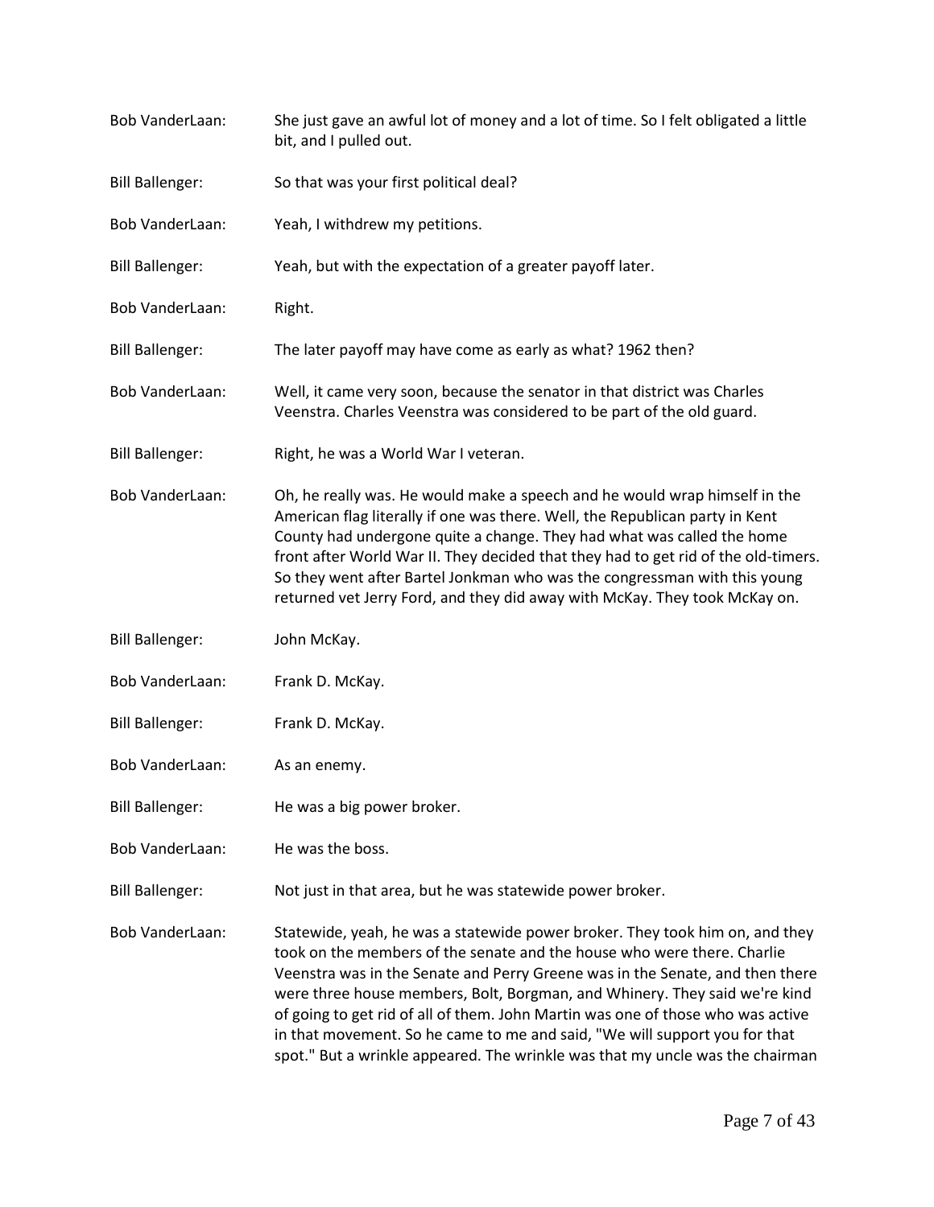Bob VanderLaan: She just gave an awful lot of money and a lot of time. So I felt obligated a little bit, and I pulled out.

Bill Ballenger: So that was your first political deal?

Bob VanderLaan: Yeah, I withdrew my petitions.

Bill Ballenger: Yeah, but with the expectation of a greater payoff later.

Bob VanderLaan: Right.

Bill Ballenger: The later payoff may have come as early as what? 1962 then?

Bob VanderLaan: Well, it came very soon, because the senator in that district was Charles Veenstra. Charles Veenstra was considered to be part of the old guard.

Bill Ballenger: Right, he was a World War I veteran.

Bob VanderLaan: Oh, he really was. He would make a speech and he would wrap himself in the American flag literally if one was there. Well, the Republican party in Kent County had undergone quite a change. They had what was called the home front after World War II. They decided that they had to get rid of the old-timers. So they went after Bartel Jonkman who was the congressman with this young returned vet Jerry Ford, and they did away with McKay. They took McKay on.

Bill Ballenger: John McKay.

Bob VanderLaan: Frank D. McKay.

Bill Ballenger: Frank D. McKay.

Bob VanderLaan: As an enemy.

Bill Ballenger: He was a big power broker.

Bob VanderLaan: He was the boss.

Bill Ballenger: Not just in that area, but he was statewide power broker.

Bob VanderLaan: Statewide, yeah, he was a statewide power broker. They took him on, and they took on the members of the senate and the house who were there. Charlie Veenstra was in the Senate and Perry Greene was in the Senate, and then there were three house members, Bolt, Borgman, and Whinery. They said we're kind of going to get rid of all of them. John Martin was one of those who was active in that movement. So he came to me and said, "We will support you for that spot." But a wrinkle appeared. The wrinkle was that my uncle was the chairman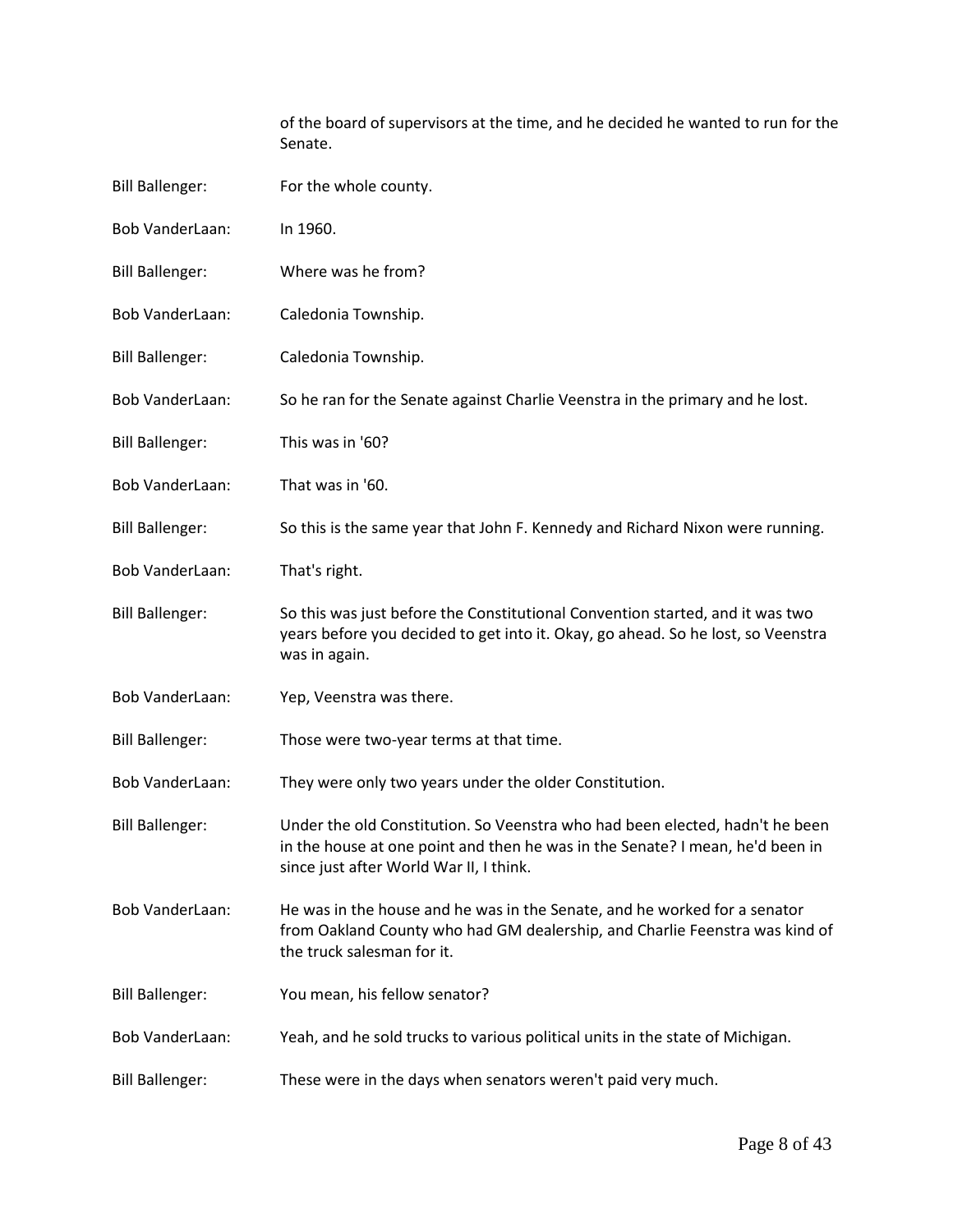of the board of supervisors at the time, and he decided he wanted to run for the Senate.

Bill Ballenger: For the whole county.

Bob VanderLaan: In 1960.

Bill Ballenger: Where was he from?

Bob VanderLaan: Caledonia Township.

Bill Ballenger: Caledonia Township.

Bob VanderLaan: So he ran for the Senate against Charlie Veenstra in the primary and he lost.

Bill Ballenger: This was in '60?

Bob VanderLaan: That was in '60.

Bill Ballenger: So this is the same year that John F. Kennedy and Richard Nixon were running.

Bob VanderLaan: That's right.

Bill Ballenger: So this was just before the Constitutional Convention started, and it was two years before you decided to get into it. Okay, go ahead. So he lost, so Veenstra was in again.

Bob VanderLaan: Yep, Veenstra was there.

Bill Ballenger: Those were two-year terms at that time.

Bob VanderLaan: They were only two years under the older Constitution.

Bill Ballenger: Under the old Constitution. So Veenstra who had been elected, hadn't he been in the house at one point and then he was in the Senate? I mean, he'd been in since just after World War II, I think.

Bob VanderLaan: He was in the house and he was in the Senate, and he worked for a senator from Oakland County who had GM dealership, and Charlie Feenstra was kind of the truck salesman for it.

Bill Ballenger: You mean, his fellow senator?

Bob VanderLaan: Yeah, and he sold trucks to various political units in the state of Michigan.

Bill Ballenger: These were in the days when senators weren't paid very much.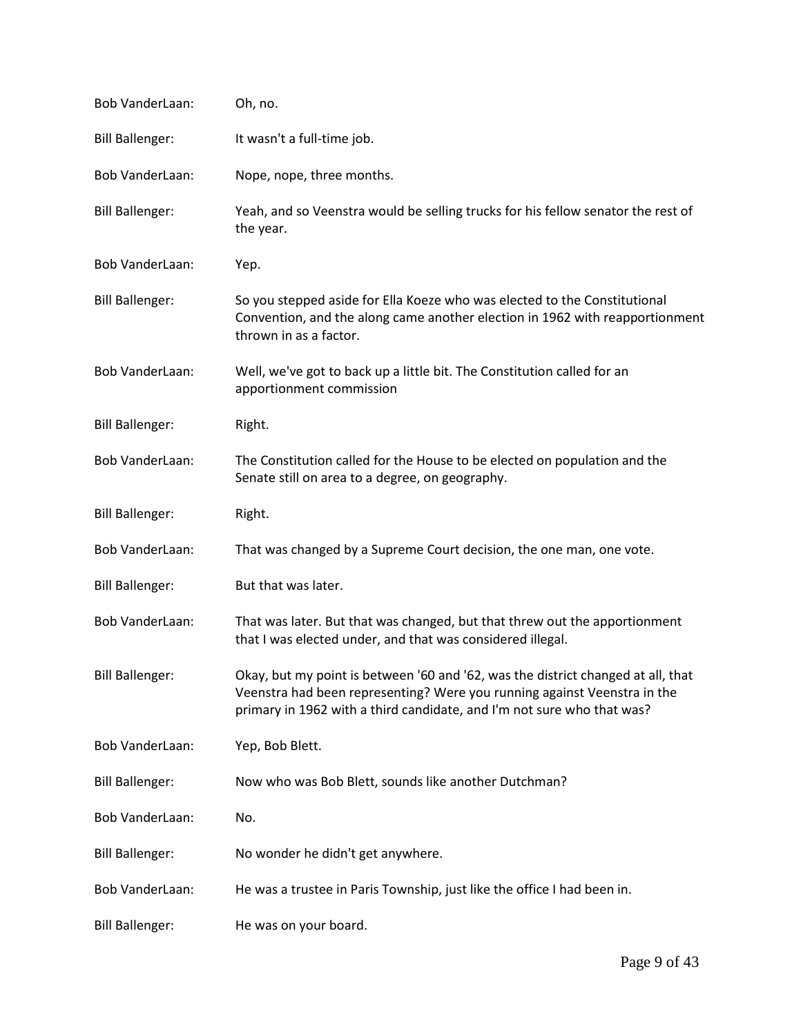Bob VanderLaan: Oh, no.

Bill Ballenger: It wasn't a full-time job.

Bob VanderLaan: Nope, nope, three months.

Bill Ballenger: Yeah, and so Veenstra would be selling trucks for his fellow senator the rest of the year.

Bob VanderLaan: Yep.

Bill Ballenger: So you stepped aside for Ella Koeze who was elected to the Constitutional Convention, and the along came another election in 1962 with reapportionment thrown in as a factor.

Bob VanderLaan: Well, we've got to back up a little bit. The Constitution called for an apportionment commission

Bill Ballenger: Right.

Bob VanderLaan: The Constitution called for the House to be elected on population and the Senate still on area to a degree, on geography.

Bill Ballenger: Right.

Bob VanderLaan: That was changed by a Supreme Court decision, the one man, one vote.

Bill Ballenger: But that was later.

Bob VanderLaan: That was later. But that was changed, but that threw out the apportionment that I was elected under, and that was considered illegal.

Bill Ballenger: Okay, but my point is between '60 and '62, was the district changed at all, that Veenstra had been representing? Were you running against Veenstra in the primary in 1962 with a third candidate, and I'm not sure who that was?

Bob VanderLaan: Yep, Bob Blett.

Bill Ballenger: Now who was Bob Blett, sounds like another Dutchman?

Bob VanderLaan: No.

Bill Ballenger: No wonder he didn't get anywhere.

Bob VanderLaan: He was a trustee in Paris Township, just like the office I had been in.

Bill Ballenger: He was on your board.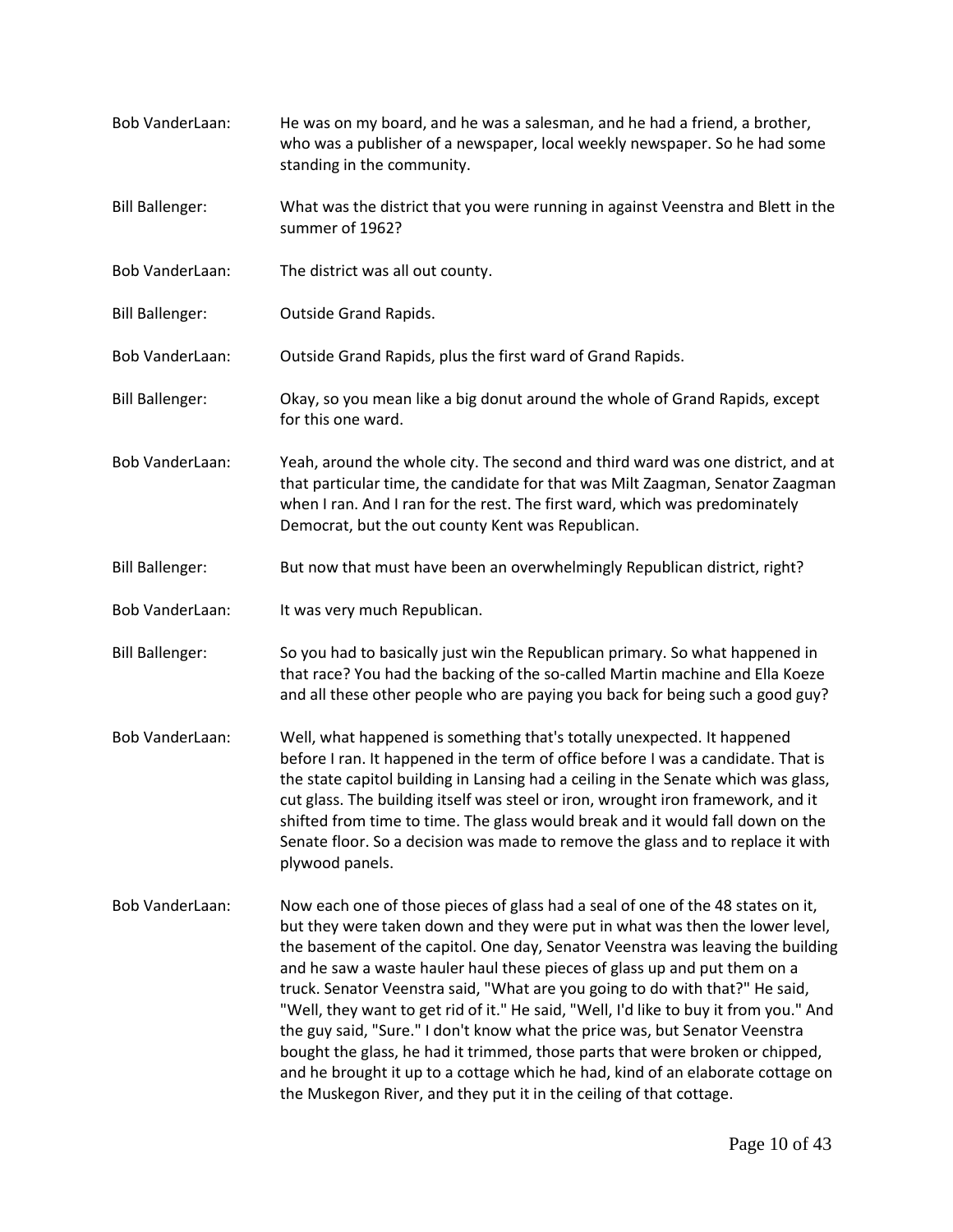Bob VanderLaan: He was on my board, and he was a salesman, and he had a friend, a brother, who was a publisher of a newspaper, local weekly newspaper. So he had some standing in the community.

Bill Ballenger: What was the district that you were running in against Veenstra and Blett in the summer of 1962?

Bob VanderLaan: The district was all out county.

Bill Ballenger: Outside Grand Rapids.

Bob VanderLaan: Outside Grand Rapids, plus the first ward of Grand Rapids.

Bill Ballenger: Okay, so you mean like a big donut around the whole of Grand Rapids, except for this one ward.

Bob VanderLaan: Yeah, around the whole city. The second and third ward was one district, and at that particular time, the candidate for that was Milt Zaagman, Senator Zaagman when I ran. And I ran for the rest. The first ward, which was predominately Democrat, but the out county Kent was Republican.

Bill Ballenger: But now that must have been an overwhelmingly Republican district, right?

Bob VanderLaan: It was very much Republican.

Bill Ballenger: So you had to basically just win the Republican primary. So what happened in that race? You had the backing of the so-called Martin machine and Ella Koeze and all these other people who are paying you back for being such a good guy?

Bob VanderLaan: Well, what happened is something that's totally unexpected. It happened before I ran. It happened in the term of office before I was a candidate. That is the state capitol building in Lansing had a ceiling in the Senate which was glass, cut glass. The building itself was steel or iron, wrought iron framework, and it shifted from time to time. The glass would break and it would fall down on the Senate floor. So a decision was made to remove the glass and to replace it with plywood panels.

Bob VanderLaan: Now each one of those pieces of glass had a seal of one of the 48 states on it, but they were taken down and they were put in what was then the lower level, the basement of the capitol. One day, Senator Veenstra was leaving the building and he saw a waste hauler haul these pieces of glass up and put them on a truck. Senator Veenstra said, "What are you going to do with that?" He said, "Well, they want to get rid of it." He said, "Well, I'd like to buy it from you." And the guy said, "Sure." I don't know what the price was, but Senator Veenstra bought the glass, he had it trimmed, those parts that were broken or chipped, and he brought it up to a cottage which he had, kind of an elaborate cottage on the Muskegon River, and they put it in the ceiling of that cottage.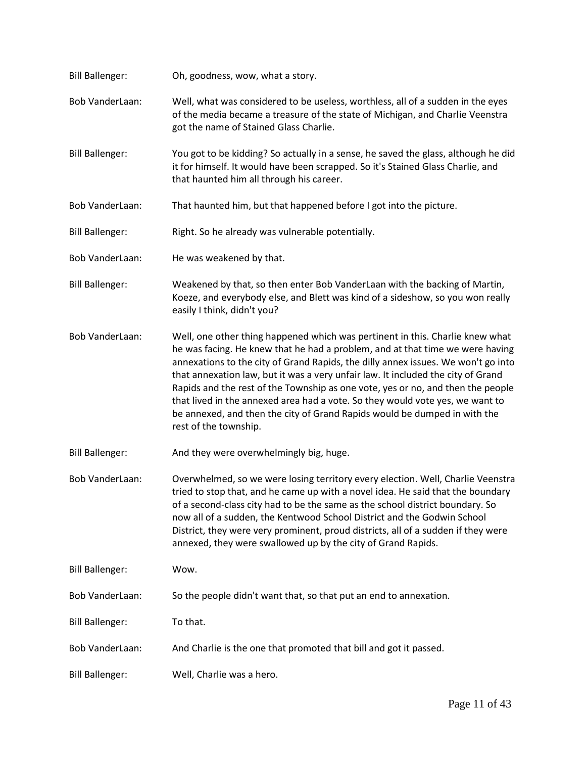Bill Ballenger: Oh, goodness, wow, what a story.

Bob VanderLaan: Well, what was considered to be useless, worthless, all of a sudden in the eyes of the media became a treasure of the state of Michigan, and Charlie Veenstra got the name of Stained Glass Charlie.

Bill Ballenger: You got to be kidding? So actually in a sense, he saved the glass, although he did it for himself. It would have been scrapped. So it's Stained Glass Charlie, and that haunted him all through his career.

Bob VanderLaan: That haunted him, but that happened before I got into the picture.

Bill Ballenger: Right. So he already was vulnerable potentially.

Bob VanderLaan: He was weakened by that.

Bill Ballenger: Weakened by that, so then enter Bob VanderLaan with the backing of Martin, Koeze, and everybody else, and Blett was kind of a sideshow, so you won really easily I think, didn't you?

Bob VanderLaan: Well, one other thing happened which was pertinent in this. Charlie knew what he was facing. He knew that he had a problem, and at that time we were having annexations to the city of Grand Rapids, the dilly annex issues. We won't go into that annexation law, but it was a very unfair law. It included the city of Grand Rapids and the rest of the Township as one vote, yes or no, and then the people that lived in the annexed area had a vote. So they would vote yes, we want to be annexed, and then the city of Grand Rapids would be dumped in with the rest of the township.

Bill Ballenger: And they were overwhelmingly big, huge.

Bob VanderLaan: Overwhelmed, so we were losing territory every election. Well, Charlie Veenstra tried to stop that, and he came up with a novel idea. He said that the boundary of a second-class city had to be the same as the school district boundary. So now all of a sudden, the Kentwood School District and the Godwin School District, they were very prominent, proud districts, all of a sudden if they were annexed, they were swallowed up by the city of Grand Rapids.

Bill Ballenger: Wow.

Bob VanderLaan: So the people didn't want that, so that put an end to annexation.

Bill Ballenger: To that.

Bob VanderLaan: And Charlie is the one that promoted that bill and got it passed.

Bill Ballenger: Well, Charlie was a hero.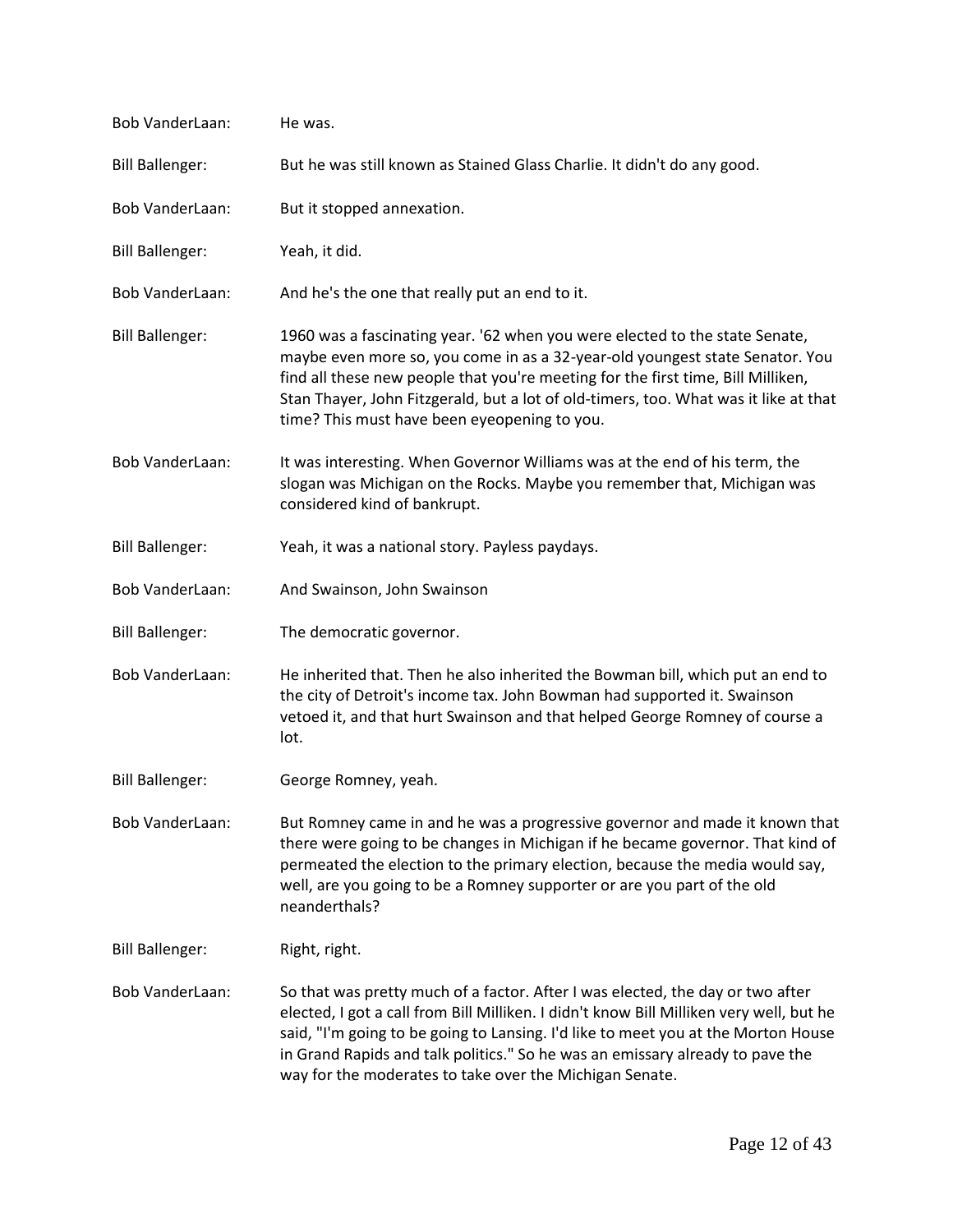Bob VanderLaan: He was.

Bill Ballenger: But he was still known as Stained Glass Charlie. It didn't do any good.

Bob VanderLaan: But it stopped annexation.

Bill Ballenger: Yeah, it did.

Bob VanderLaan: And he's the one that really put an end to it.

Bill Ballenger: 1960 was a fascinating year. '62 when you were elected to the state Senate, maybe even more so, you come in as a 32-year-old youngest state Senator. You find all these new people that you're meeting for the first time, Bill Milliken, Stan Thayer, John Fitzgerald, but a lot of old-timers, too. What was it like at that time? This must have been eyeopening to you.

Bob VanderLaan: It was interesting. When Governor Williams was at the end of his term, the slogan was Michigan on the Rocks. Maybe you remember that, Michigan was considered kind of bankrupt.

Bill Ballenger: Yeah, it was a national story. Payless paydays.

Bob VanderLaan: And Swainson, John Swainson

Bill Ballenger: The democratic governor.

Bob VanderLaan: He inherited that. Then he also inherited the Bowman bill, which put an end to the city of Detroit's income tax. John Bowman had supported it. Swainson vetoed it, and that hurt Swainson and that helped George Romney of course a lot.

Bill Ballenger: George Romney, yeah.

Bob VanderLaan: But Romney came in and he was a progressive governor and made it known that there were going to be changes in Michigan if he became governor. That kind of permeated the election to the primary election, because the media would say, well, are you going to be a Romney supporter or are you part of the old neanderthals?

Bill Ballenger: Right, right.

Bob VanderLaan: So that was pretty much of a factor. After I was elected, the day or two after elected, I got a call from Bill Milliken. I didn't know Bill Milliken very well, but he said, "I'm going to be going to Lansing. I'd like to meet you at the Morton House in Grand Rapids and talk politics." So he was an emissary already to pave the way for the moderates to take over the Michigan Senate.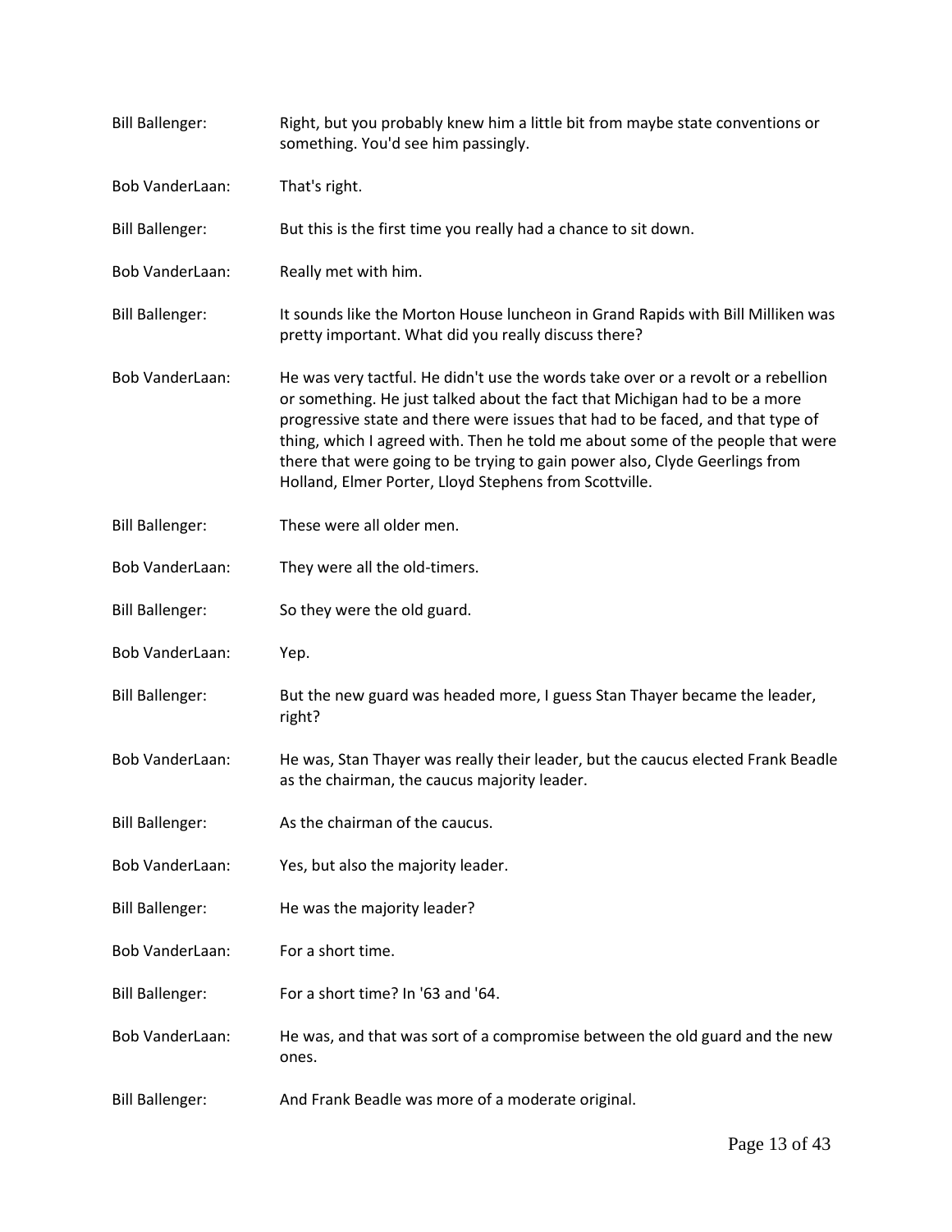Bill Ballenger: Right, but you probably knew him a little bit from maybe state conventions or something. You'd see him passingly.

Bob VanderLaan: That's right.

Bill Ballenger: But this is the first time you really had a chance to sit down.

Bob VanderLaan: Really met with him.

Bill Ballenger: It sounds like the Morton House luncheon in Grand Rapids with Bill Milliken was pretty important. What did you really discuss there?

Bob VanderLaan: He was very tactful. He didn't use the words take over or a revolt or a rebellion or something. He just talked about the fact that Michigan had to be a more progressive state and there were issues that had to be faced, and that type of thing, which I agreed with. Then he told me about some of the people that were there that were going to be trying to gain power also, Clyde Geerlings from Holland, Elmer Porter, Lloyd Stephens from Scottville.

Bill Ballenger: These were all older men.

Bob VanderLaan: They were all the old-timers.

Bill Ballenger: So they were the old guard.

Bob VanderLaan: Yep.

Bill Ballenger: But the new guard was headed more, I guess Stan Thayer became the leader, right?

Bob VanderLaan: He was, Stan Thayer was really their leader, but the caucus elected Frank Beadle as the chairman, the caucus majority leader.

Bill Ballenger: As the chairman of the caucus.

Bob VanderLaan: Yes, but also the majority leader.

Bill Ballenger: He was the majority leader?

Bob VanderLaan: For a short time.

Bill Ballenger: For a short time? In '63 and '64.

Bob VanderLaan: He was, and that was sort of a compromise between the old guard and the new ones.

Bill Ballenger: And Frank Beadle was more of a moderate original.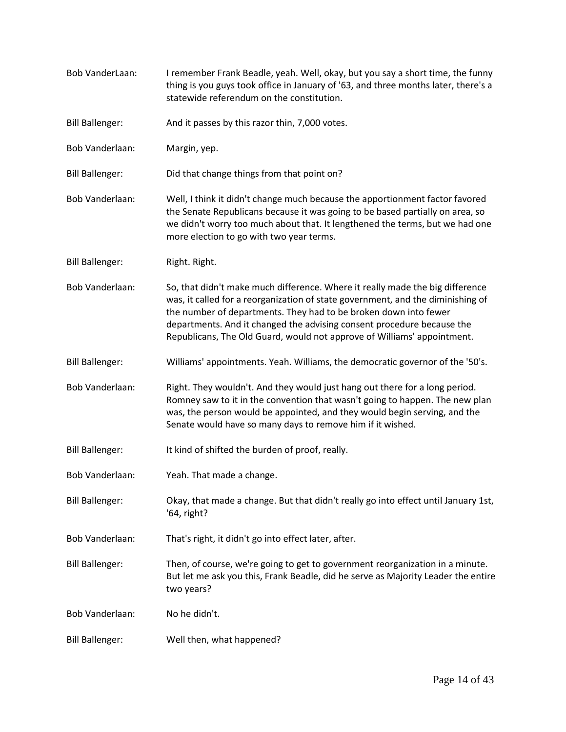Bob VanderLaan: I remember Frank Beadle, yeah. Well, okay, but you say a short time, the funny thing is you guys took office in January of '63, and three months later, there's a statewide referendum on the constitution.

Bill Ballenger: And it passes by this razor thin, 7,000 votes.

Bob Vanderlaan: Margin, yep.

Bill Ballenger: Did that change things from that point on?

Bob Vanderlaan: Well, I think it didn't change much because the apportionment factor favored the Senate Republicans because it was going to be based partially on area, so we didn't worry too much about that. It lengthened the terms, but we had one more election to go with two year terms.

Bill Ballenger: Right. Right.

Bob Vanderlaan: So, that didn't make much difference. Where it really made the big difference was, it called for a reorganization of state government, and the diminishing of the number of departments. They had to be broken down into fewer departments. And it changed the advising consent procedure because the Republicans, The Old Guard, would not approve of Williams' appointment.

Bill Ballenger: Williams' appointments. Yeah. Williams, the democratic governor of the '50's.

Bob Vanderlaan: Right. They wouldn't. And they would just hang out there for a long period. Romney saw to it in the convention that wasn't going to happen. The new plan was, the person would be appointed, and they would begin serving, and the Senate would have so many days to remove him if it wished.

Bill Ballenger: It kind of shifted the burden of proof, really.

Bob Vanderlaan: Yeah. That made a change.

Bill Ballenger: Okay, that made a change. But that didn't really go into effect until January 1st, '64, right?

Bob Vanderlaan: That's right, it didn't go into effect later, after.

Bill Ballenger: Then, of course, we're going to get to government reorganization in a minute. But let me ask you this, Frank Beadle, did he serve as Majority Leader the entire two years?

Bob Vanderlaan: No he didn't.

Bill Ballenger: Well then, what happened?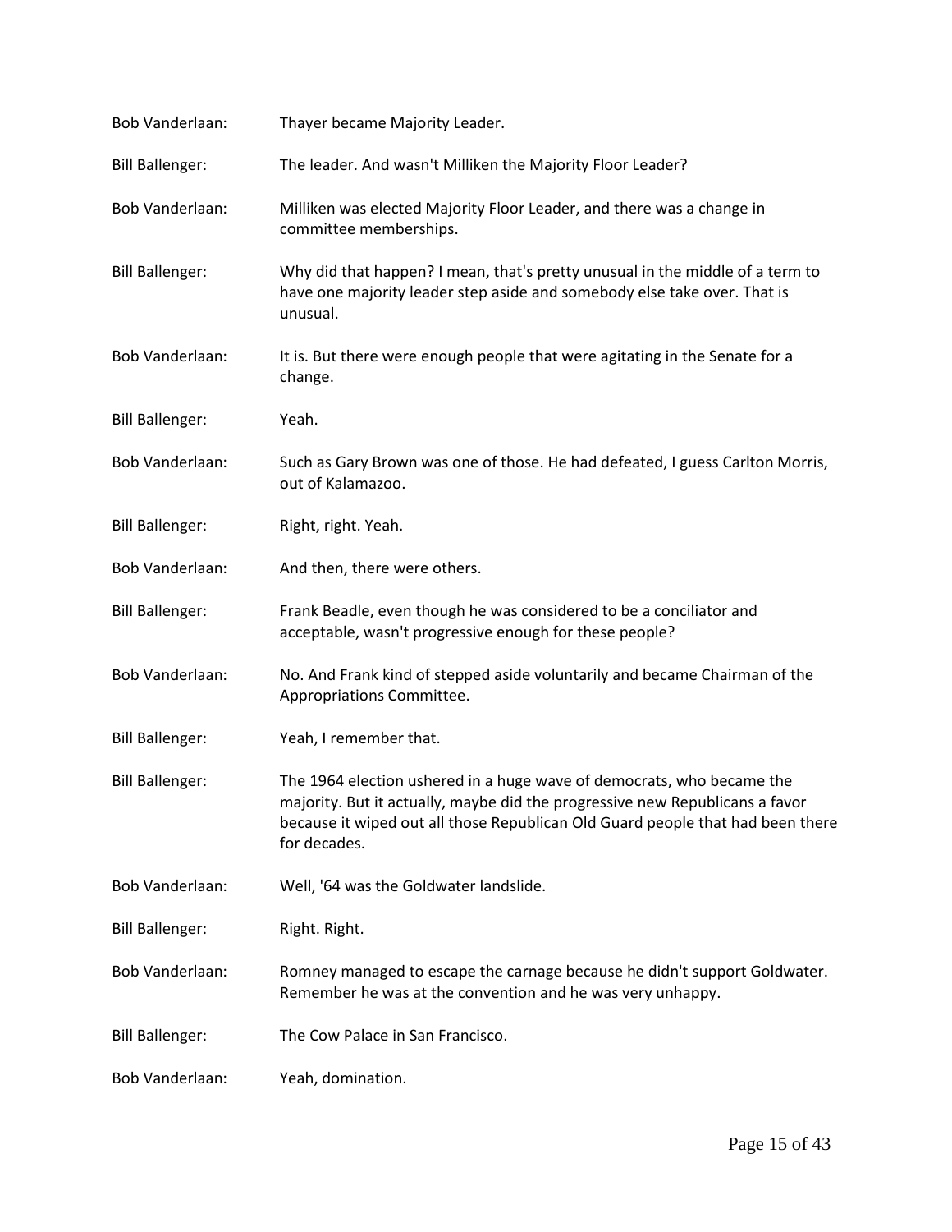Bob Vanderlaan: Thayer became Majority Leader.

Bill Ballenger: The leader. And wasn't Milliken the Majority Floor Leader?

Bob Vanderlaan: Milliken was elected Majority Floor Leader, and there was a change in committee memberships.

Bill Ballenger: Why did that happen? I mean, that's pretty unusual in the middle of a term to have one majority leader step aside and somebody else take over. That is unusual.

Bob Vanderlaan: It is. But there were enough people that were agitating in the Senate for a change.

Bill Ballenger: Yeah.

Bob Vanderlaan: Such as Gary Brown was one of those. He had defeated, I guess Carlton Morris, out of Kalamazoo.

Bill Ballenger: Right, right. Yeah.

Bob Vanderlaan: And then, there were others.

Bill Ballenger: Frank Beadle, even though he was considered to be a conciliator and acceptable, wasn't progressive enough for these people?

Bob Vanderlaan: No. And Frank kind of stepped aside voluntarily and became Chairman of the Appropriations Committee.

Bill Ballenger: Yeah, I remember that.

Bill Ballenger: The 1964 election ushered in a huge wave of democrats, who became the majority. But it actually, maybe did the progressive new Republicans a favor because it wiped out all those Republican Old Guard people that had been there for decades.

Bob Vanderlaan: Well, '64 was the Goldwater landslide.

Bill Ballenger: Right. Right.

Bob Vanderlaan: Romney managed to escape the carnage because he didn't support Goldwater. Remember he was at the convention and he was very unhappy.

Bill Ballenger: The Cow Palace in San Francisco.

Bob Vanderlaan: Yeah, domination.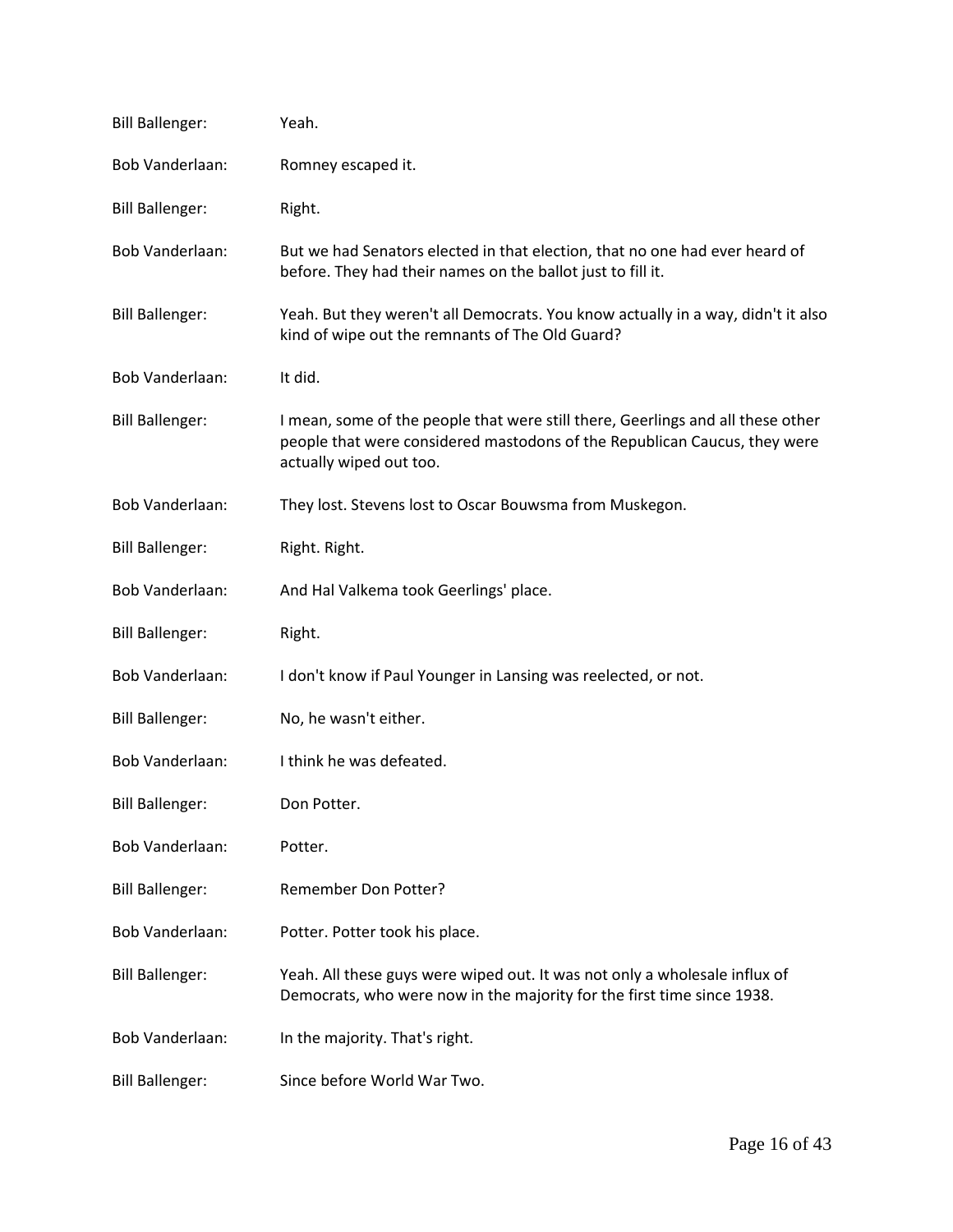Bill Ballenger: Yeah.

Bob Vanderlaan: Romney escaped it.

Bill Ballenger: Right.

Bob Vanderlaan: But we had Senators elected in that election, that no one had ever heard of before. They had their names on the ballot just to fill it.

Bill Ballenger: Yeah. But they weren't all Democrats. You know actually in a way, didn't it also kind of wipe out the remnants of The Old Guard?

Bob Vanderlaan: It did.

Bill Ballenger: I mean, some of the people that were still there, Geerlings and all these other people that were considered mastodons of the Republican Caucus, they were actually wiped out too.

Bob Vanderlaan: They lost. Stevens lost to Oscar Bouwsma from Muskegon.

Bill Ballenger: Right. Right.

Bob Vanderlaan: And Hal Valkema took Geerlings' place.

Bill Ballenger: Right.

Bob Vanderlaan: I don't know if Paul Younger in Lansing was reelected, or not.

Bill Ballenger: No, he wasn't either.

Bob Vanderlaan: I think he was defeated.

Bill Ballenger: Don Potter.

Bob Vanderlaan: Potter.

Bill Ballenger: Remember Don Potter?

Bob Vanderlaan: Potter. Potter took his place.

Bill Ballenger: Yeah. All these guys were wiped out. It was not only a wholesale influx of Democrats, who were now in the majority for the first time since 1938.

Bob Vanderlaan: In the majority. That's right.

Bill Ballenger: Since before World War Two.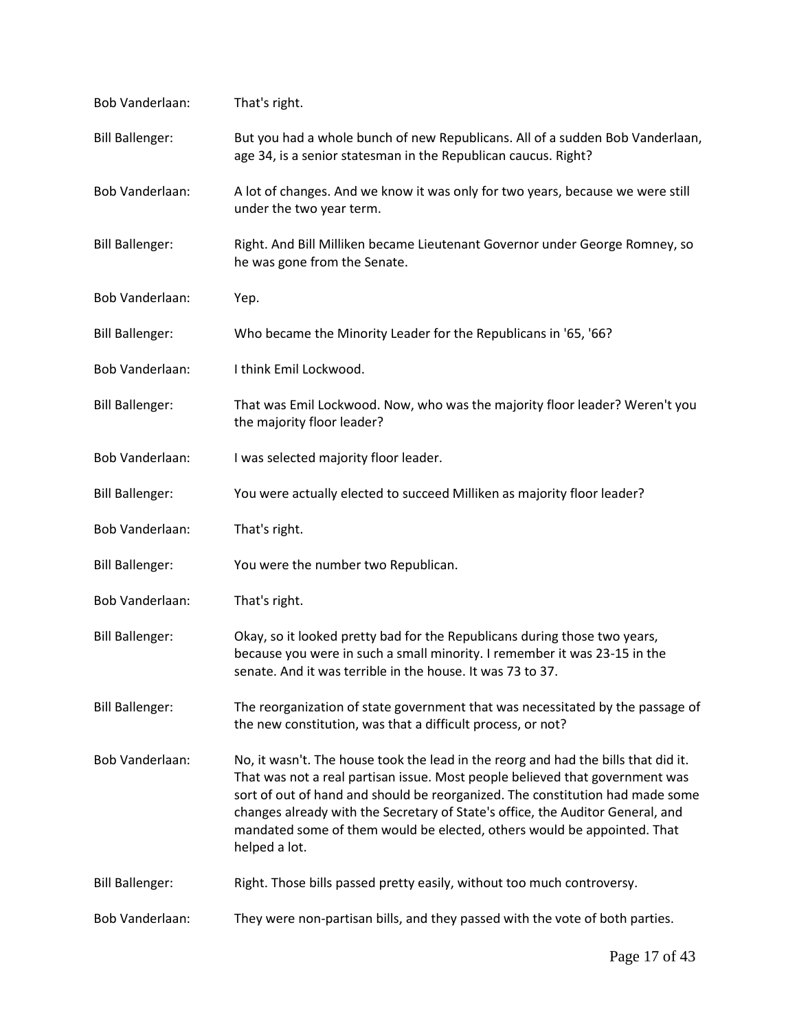Bob Vanderlaan: That's right.

Bill Ballenger: But you had a whole bunch of new Republicans. All of a sudden Bob Vanderlaan, age 34, is a senior statesman in the Republican caucus. Right?

Bob Vanderlaan: A lot of changes. And we know it was only for two years, because we were still under the two year term.

Bill Ballenger: Right. And Bill Milliken became Lieutenant Governor under George Romney, so he was gone from the Senate.

Bob Vanderlaan: Yep.

Bill Ballenger: Who became the Minority Leader for the Republicans in '65, '66?

Bob Vanderlaan: I think Emil Lockwood.

Bill Ballenger: That was Emil Lockwood. Now, who was the majority floor leader? Weren't you the majority floor leader?

Bob Vanderlaan: I was selected majority floor leader.

Bill Ballenger: You were actually elected to succeed Milliken as majority floor leader?

Bob Vanderlaan: That's right.

Bill Ballenger: You were the number two Republican.

Bob Vanderlaan: That's right.

Bill Ballenger: Okay, so it looked pretty bad for the Republicans during those two years, because you were in such a small minority. I remember it was 23-15 in the senate. And it was terrible in the house. It was 73 to 37.

Bill Ballenger: The reorganization of state government that was necessitated by the passage of the new constitution, was that a difficult process, or not?

Bob Vanderlaan: No, it wasn't. The house took the lead in the reorg and had the bills that did it. That was not a real partisan issue. Most people believed that government was sort of out of hand and should be reorganized. The constitution had made some changes already with the Secretary of State's office, the Auditor General, and mandated some of them would be elected, others would be appointed. That helped a lot.

Bill Ballenger: Right. Those bills passed pretty easily, without too much controversy.

Bob Vanderlaan: They were non-partisan bills, and they passed with the vote of both parties.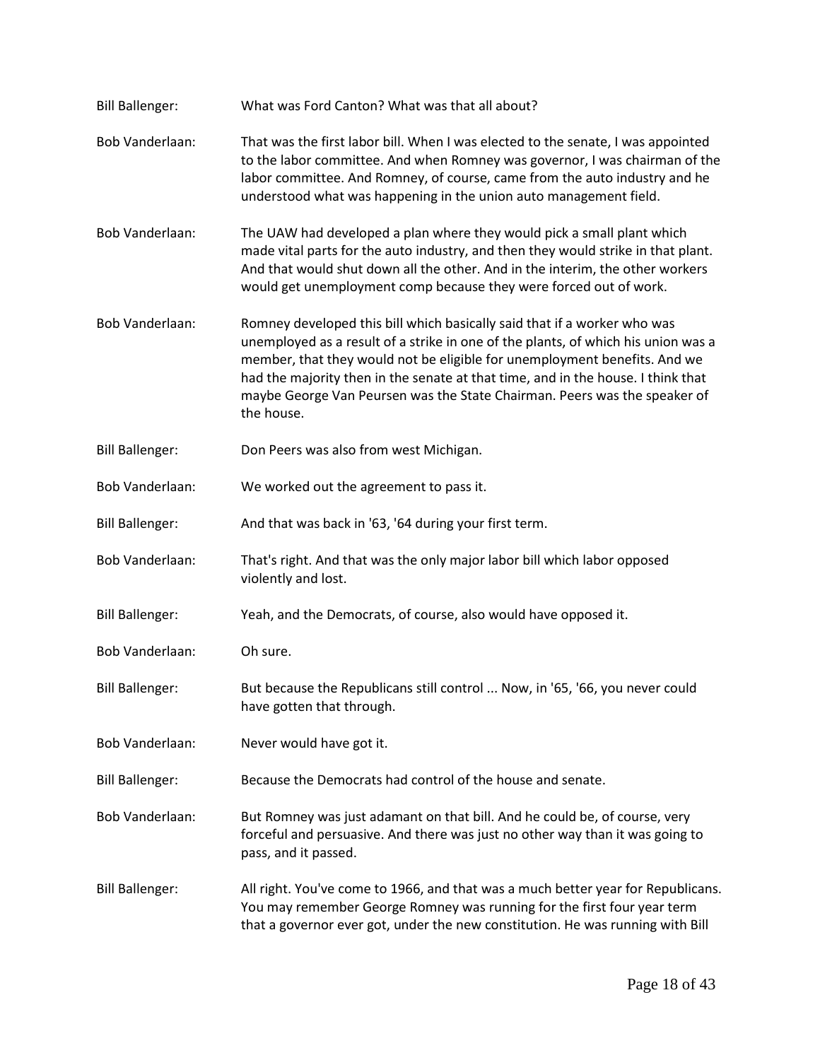Bill Ballenger: What was Ford Canton? What was that all about?

Bob Vanderlaan: That was the first labor bill. When I was elected to the senate, I was appointed to the labor committee. And when Romney was governor, I was chairman of the labor committee. And Romney, of course, came from the auto industry and he understood what was happening in the union auto management field.

Bob Vanderlaan: The UAW had developed a plan where they would pick a small plant which made vital parts for the auto industry, and then they would strike in that plant. And that would shut down all the other. And in the interim, the other workers would get unemployment comp because they were forced out of work.

Bob Vanderlaan: Romney developed this bill which basically said that if a worker who was unemployed as a result of a strike in one of the plants, of which his union was a member, that they would not be eligible for unemployment benefits. And we had the majority then in the senate at that time, and in the house. I think that maybe George Van Peursen was the State Chairman. Peers was the speaker of the house.

Bill Ballenger: Don Peers was also from west Michigan.

Bob Vanderlaan: We worked out the agreement to pass it.

Bill Ballenger: And that was back in '63, '64 during your first term.

Bob Vanderlaan: That's right. And that was the only major labor bill which labor opposed violently and lost.

Bill Ballenger: Yeah, and the Democrats, of course, also would have opposed it.

Bob Vanderlaan: Oh sure.

Bill Ballenger: But because the Republicans still control ... Now, in '65, '66, you never could have gotten that through.

Bob Vanderlaan: Never would have got it.

Bill Ballenger: Because the Democrats had control of the house and senate.

Bob Vanderlaan: But Romney was just adamant on that bill. And he could be, of course, very forceful and persuasive. And there was just no other way than it was going to pass, and it passed.

Bill Ballenger: All right. You've come to 1966, and that was a much better year for Republicans. You may remember George Romney was running for the first four year term that a governor ever got, under the new constitution. He was running with Bill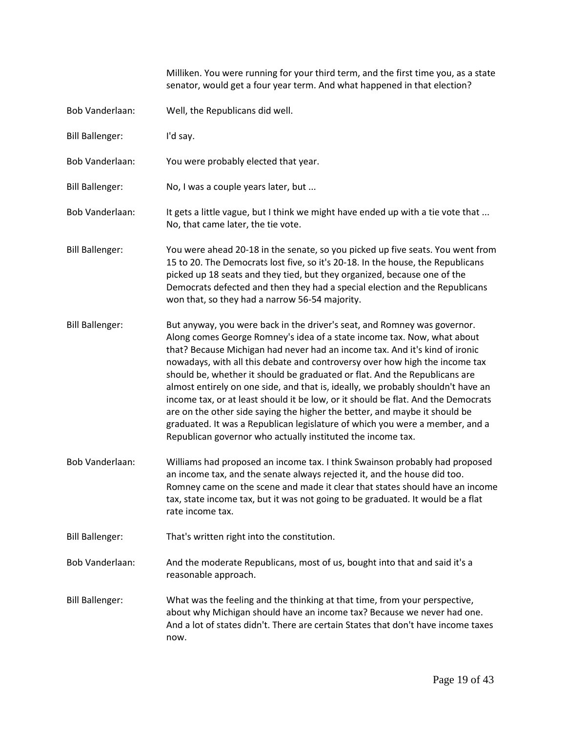Milliken. You were running for your third term, and the first time you, as a state senator, would get a four year term. And what happened in that election?

**Bob Vanderlaan:** Well, the Republicans did well.

**Bill Ballenger:** I'd say.

**Bob Vanderlaan:** You were probably elected that year.

**Bill Ballenger:** No, I was a couple years later, but ...

**Bob Vanderlaan:** It gets a little vague, but I think we might have ended up with a tie vote that ... No, that came later, the tie vote.

**Bill Ballenger:** You were ahead 20-18 in the senate, so you picked up five seats. You went from 15 to 20. The Democrats lost five, so it's 20-18. In the house, the Republicans picked up 18 seats and they tied, but they organized, because one of the Democrats defected and then they had a special election and the Republicans won that, so they had a narrow 56-54 majority.

**Bill Ballenger:** But anyway, you were back in the driver's seat, and Romney was governor. Along comes George Romney's idea of a state income tax. Now, what about that? Because Michigan had never had an income tax. And it's kind of ironic nowadays, with all this debate and controversy over how high the income tax should be, whether it should be graduated or flat. And the Republicans are almost entirely on one side, and that is, ideally, we probably shouldn't have an income tax, or at least should it be low, or it should be flat. And the Democrats are on the other side saying the higher the better, and maybe it should be graduated. It was a Republican legislature of which you were a member, and a Republican governor who actually instituted the income tax.

**Bob Vanderlaan:** Williams had proposed an income tax. I think Swainson probably had proposed an income tax, and the senate always rejected it, and the house did too. Romney came on the scene and made it clear that states should have an income tax, state income tax, but it was not going to be graduated. It would be a flat rate income tax.

**Bill Ballenger:** That's written right into the constitution.

**Bob Vanderlaan:** And the moderate Republicans, most of us, bought into that and said it's a reasonable approach.

**Bill Ballenger:** What was the feeling and the thinking at that time, from your perspective, about why Michigan should have an income tax? Because we never had one. And a lot of states didn't. There are certain States that don't have income taxes now.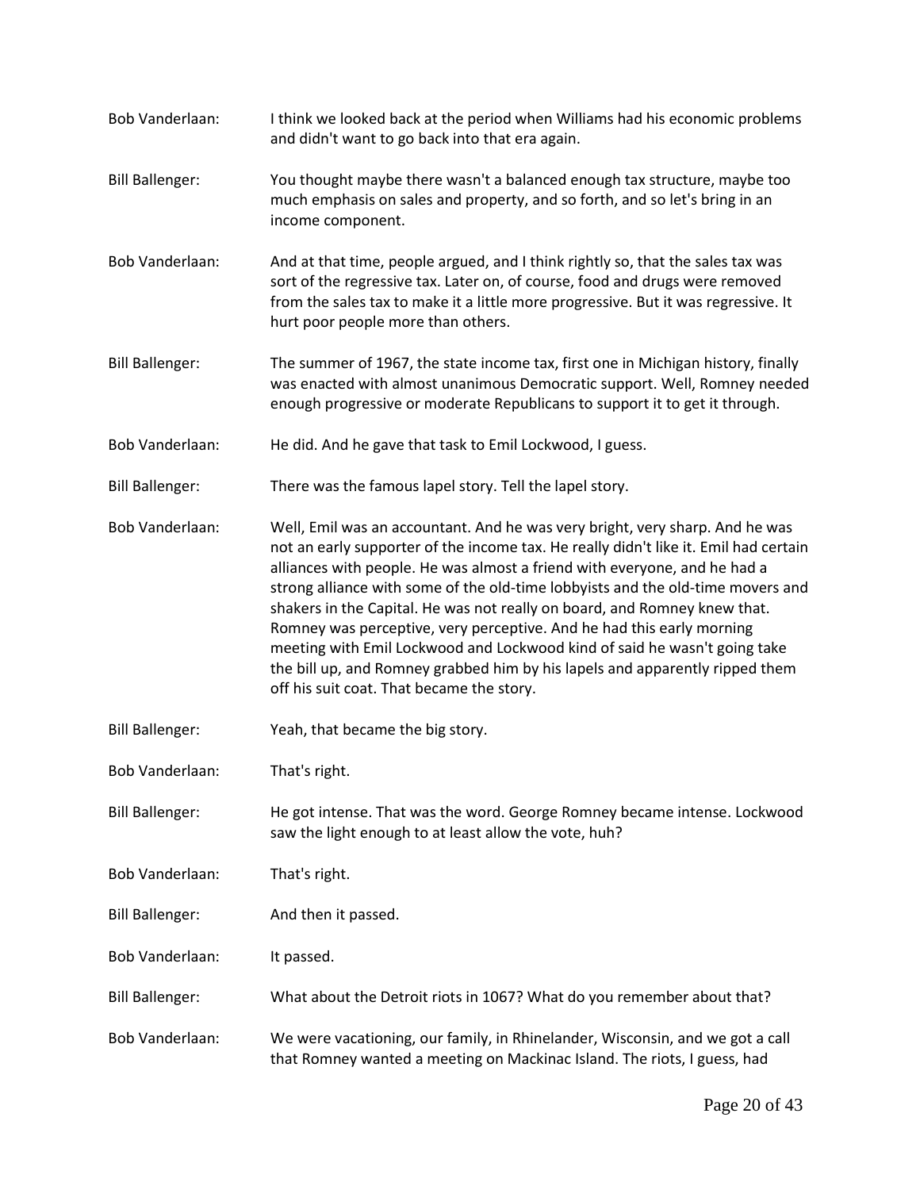Bob Vanderlaan: I think we looked back at the period when Williams had his economic problems and didn't want to go back into that era again.

Bill Ballenger: You thought maybe there wasn't a balanced enough tax structure, maybe too much emphasis on sales and property, and so forth, and so let's bring in an income component.

Bob Vanderlaan: And at that time, people argued, and I think rightly so, that the sales tax was sort of the regressive tax. Later on, of course, food and drugs were removed from the sales tax to make it a little more progressive. But it was regressive. It hurt poor people more than others.

Bill Ballenger: The summer of 1967, the state income tax, first one in Michigan history, finally was enacted with almost unanimous Democratic support. Well, Romney needed enough progressive or moderate Republicans to support it to get it through.

Bob Vanderlaan: He did. And he gave that task to Emil Lockwood, I guess.

Bill Ballenger: There was the famous lapel story. Tell the lapel story.

Bob Vanderlaan: Well, Emil was an accountant. And he was very bright, very sharp. And he was not an early supporter of the income tax. He really didn't like it. Emil had certain alliances with people. He was almost a friend with everyone, and he had a strong alliance with some of the old-time lobbyists and the old-time movers and shakers in the Capital. He was not really on board, and Romney knew that. Romney was perceptive, very perceptive. And he had this early morning meeting with Emil Lockwood and Lockwood kind of said he wasn't going take the bill up, and Romney grabbed him by his lapels and apparently ripped them off his suit coat. That became the story.

Bill Ballenger: Yeah, that became the big story.

Bob Vanderlaan: That's right.

Bill Ballenger: He got intense. That was the word. George Romney became intense. Lockwood saw the light enough to at least allow the vote, huh?

Bob Vanderlaan: That's right.

Bill Ballenger: And then it passed.

Bob Vanderlaan: It passed.

Bill Ballenger: What about the Detroit riots in 1067? What do you remember about that?

Bob Vanderlaan: We were vacationing, our family, in Rhinelander, Wisconsin, and we got a call that Romney wanted a meeting on Mackinac Island. The riots, I guess, had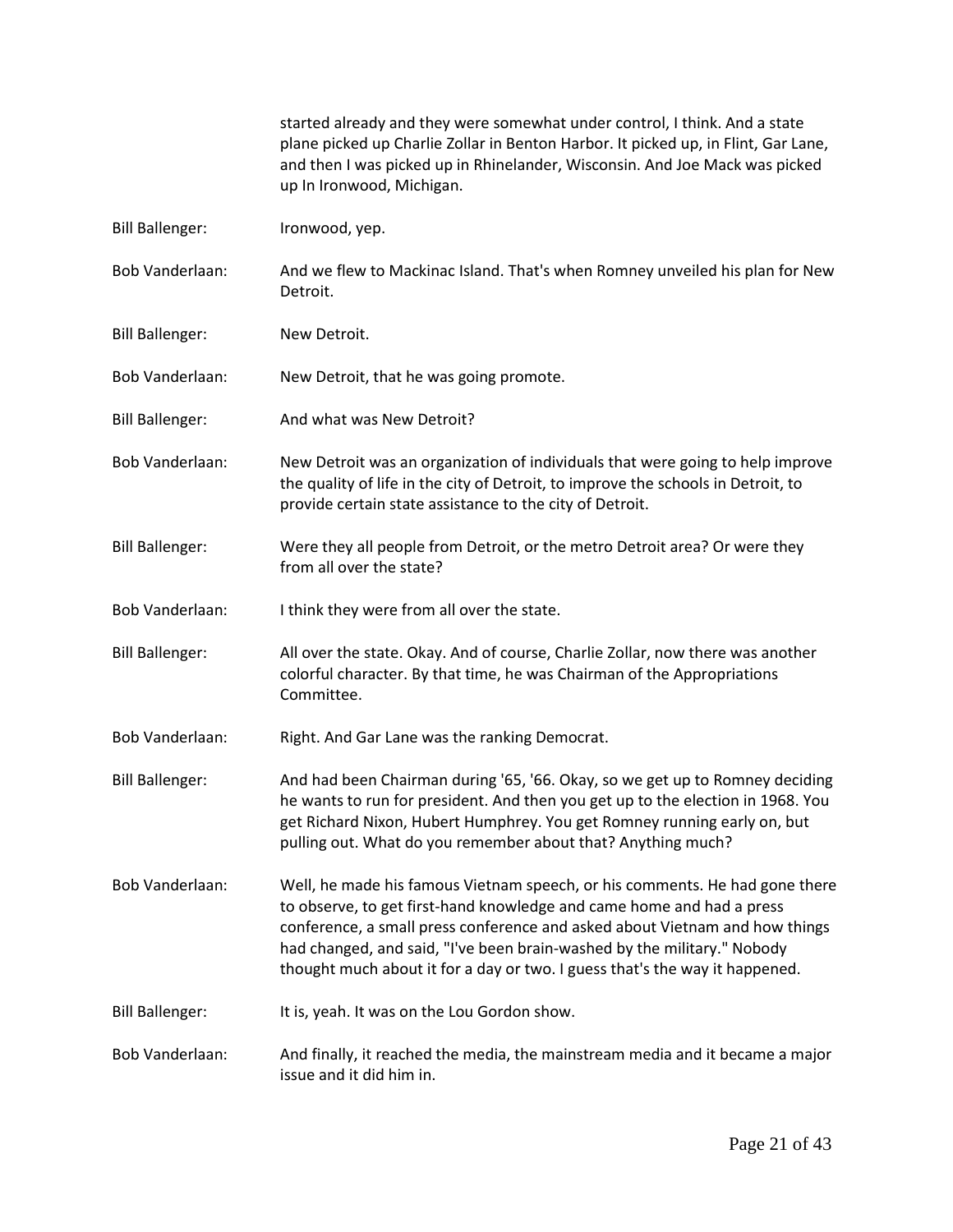started already and they were somewhat under control, I think. And a state plane picked up Charlie Zollar in Benton Harbor. It picked up, in Flint, Gar Lane, and then I was picked up in Rhinelander, Wisconsin. And Joe Mack was picked up In Ironwood, Michigan.

Bill Ballenger: Ironwood, yep.

Bob Vanderlaan: And we flew to Mackinac Island. That's when Romney unveiled his plan for New Detroit.

Bill Ballenger: New Detroit.

Bob Vanderlaan: New Detroit, that he was going promote.

Bill Ballenger: And what was New Detroit?

Bob Vanderlaan: New Detroit was an organization of individuals that were going to help improve the quality of life in the city of Detroit, to improve the schools in Detroit, to provide certain state assistance to the city of Detroit.

Bill Ballenger: Were they all people from Detroit, or the metro Detroit area? Or were they from all over the state?

Bob Vanderlaan: I think they were from all over the state.

Bill Ballenger: All over the state. Okay. And of course, Charlie Zollar, now there was another colorful character. By that time, he was Chairman of the Appropriations Committee.

Bob Vanderlaan: Right. And Gar Lane was the ranking Democrat.

Bill Ballenger: And had been Chairman during '65, '66. Okay, so we get up to Romney deciding he wants to run for president. And then you get up to the election in 1968. You get Richard Nixon, Hubert Humphrey. You get Romney running early on, but pulling out. What do you remember about that? Anything much?

Bob Vanderlaan: Well, he made his famous Vietnam speech, or his comments. He had gone there to observe, to get first-hand knowledge and came home and had a press conference, a small press conference and asked about Vietnam and how things had changed, and said, "I've been brain-washed by the military." Nobody thought much about it for a day or two. I guess that's the way it happened.

Bill Ballenger: It is, yeah. It was on the Lou Gordon show.

Bob Vanderlaan: And finally, it reached the media, the mainstream media and it became a major issue and it did him in.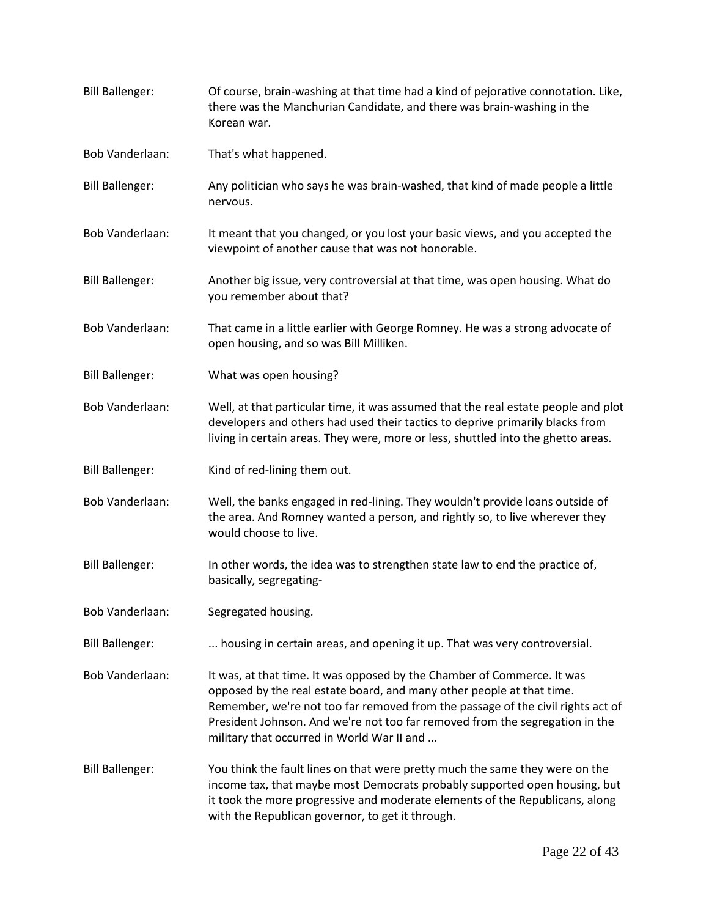Bill Ballenger: Of course, brain-washing at that time had a kind of pejorative connotation. Like, there was the Manchurian Candidate, and there was brain-washing in the Korean war.

Bob Vanderlaan: That's what happened.

Bill Ballenger: Any politician who says he was brain-washed, that kind of made people a little nervous.

Bob Vanderlaan: It meant that you changed, or you lost your basic views, and you accepted the viewpoint of another cause that was not honorable.

Bill Ballenger: Another big issue, very controversial at that time, was open housing. What do you remember about that?

Bob Vanderlaan: That came in a little earlier with George Romney. He was a strong advocate of open housing, and so was Bill Milliken.

Bill Ballenger: What was open housing?

Bob Vanderlaan: Well, at that particular time, it was assumed that the real estate people and plot developers and others had used their tactics to deprive primarily blacks from living in certain areas. They were, more or less, shuttled into the ghetto areas.

Bill Ballenger: Kind of red-lining them out.

Bob Vanderlaan: Well, the banks engaged in red-lining. They wouldn't provide loans outside of the area. And Romney wanted a person, and rightly so, to live wherever they would choose to live.

Bill Ballenger: In other words, the idea was to strengthen state law to end the practice of, basically, segregating-

Bob Vanderlaan: Segregated housing.

Bill Ballenger: ... housing in certain areas, and opening it up. That was very controversial.

Bob Vanderlaan: It was, at that time. It was opposed by the Chamber of Commerce. It was opposed by the real estate board, and many other people at that time. Remember, we're not too far removed from the passage of the civil rights act of President Johnson. And we're not too far removed from the segregation in the military that occurred in World War II and ...

Bill Ballenger: You think the fault lines on that were pretty much the same they were on the income tax, that maybe most Democrats probably supported open housing, but it took the more progressive and moderate elements of the Republicans, along with the Republican governor, to get it through.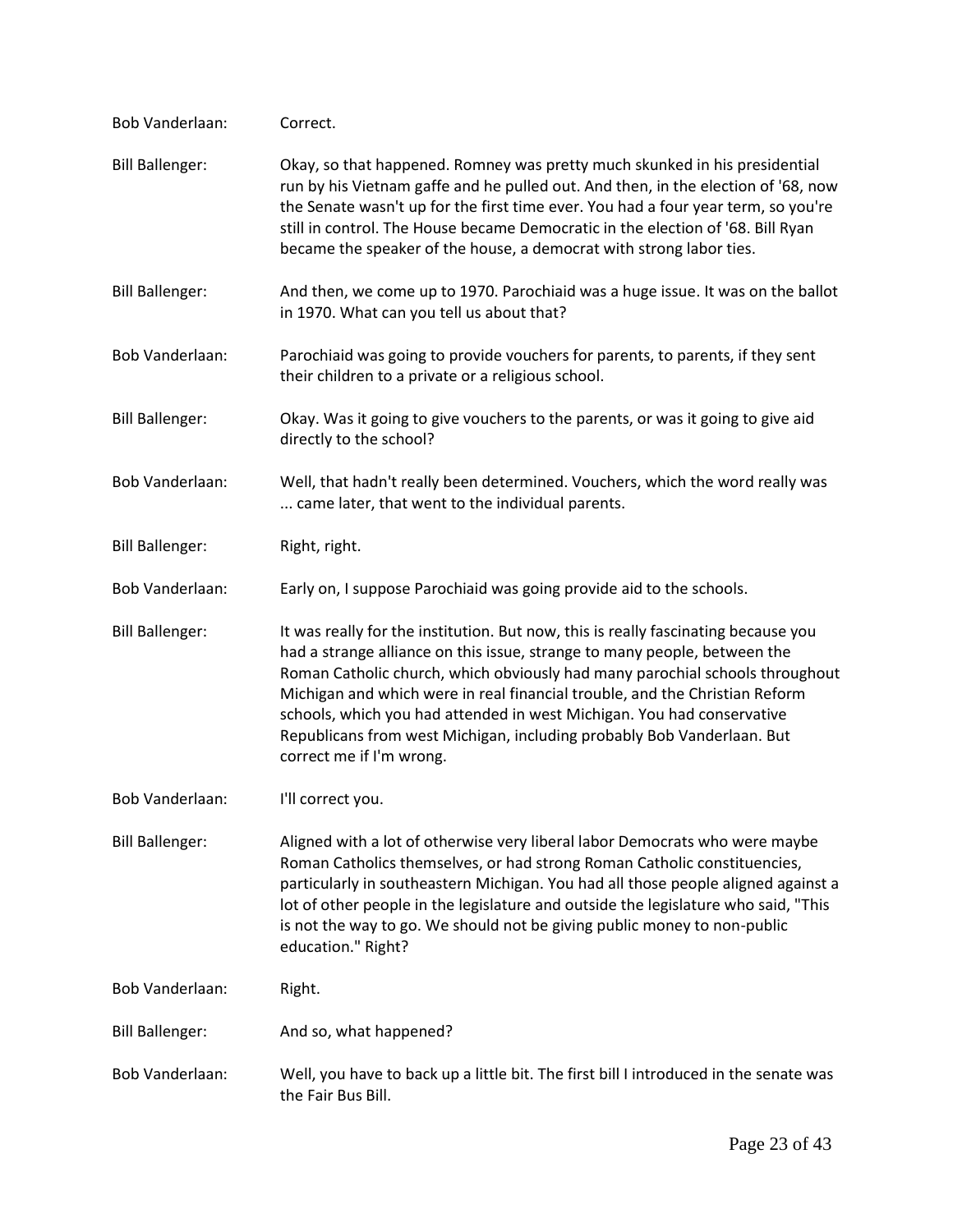Bob Vanderlaan: Correct.

Bill Ballenger: Okay, so that happened. Romney was pretty much skunked in his presidential run by his Vietnam gaffe and he pulled out. And then, in the election of '68, now the Senate wasn't up for the first time ever. You had a four year term, so you're still in control. The House became Democratic in the election of '68. Bill Ryan became the speaker of the house, a democrat with strong labor ties.

Bill Ballenger: And then, we come up to 1970. Parochiaid was a huge issue. It was on the ballot in 1970. What can you tell us about that?

Bob Vanderlaan: Parochiaid was going to provide vouchers for parents, to parents, if they sent their children to a private or a religious school.

Bill Ballenger: Okay. Was it going to give vouchers to the parents, or was it going to give aid directly to the school?

Bob Vanderlaan: Well, that hadn't really been determined. Vouchers, which the word really was ... came later, that went to the individual parents.

Bill Ballenger: Right, right.

Bob Vanderlaan: Early on, I suppose Parochiaid was going provide aid to the schools.

Bill Ballenger: It was really for the institution. But now, this is really fascinating because you had a strange alliance on this issue, strange to many people, between the Roman Catholic church, which obviously had many parochial schools throughout Michigan and which were in real financial trouble, and the Christian Reform schools, which you had attended in west Michigan. You had conservative Republicans from west Michigan, including probably Bob Vanderlaan. But correct me if I'm wrong.

Bob Vanderlaan: I'll correct you.

Bill Ballenger: Aligned with a lot of otherwise very liberal labor Democrats who were maybe Roman Catholics themselves, or had strong Roman Catholic constituencies, particularly in southeastern Michigan. You had all those people aligned against a lot of other people in the legislature and outside the legislature who said, "This is not the way to go. We should not be giving public money to non-public education." Right?

Bob Vanderlaan: Right.

Bill Ballenger: And so, what happened?

Bob Vanderlaan: Well, you have to back up a little bit. The first bill I introduced in the senate was the Fair Bus Bill.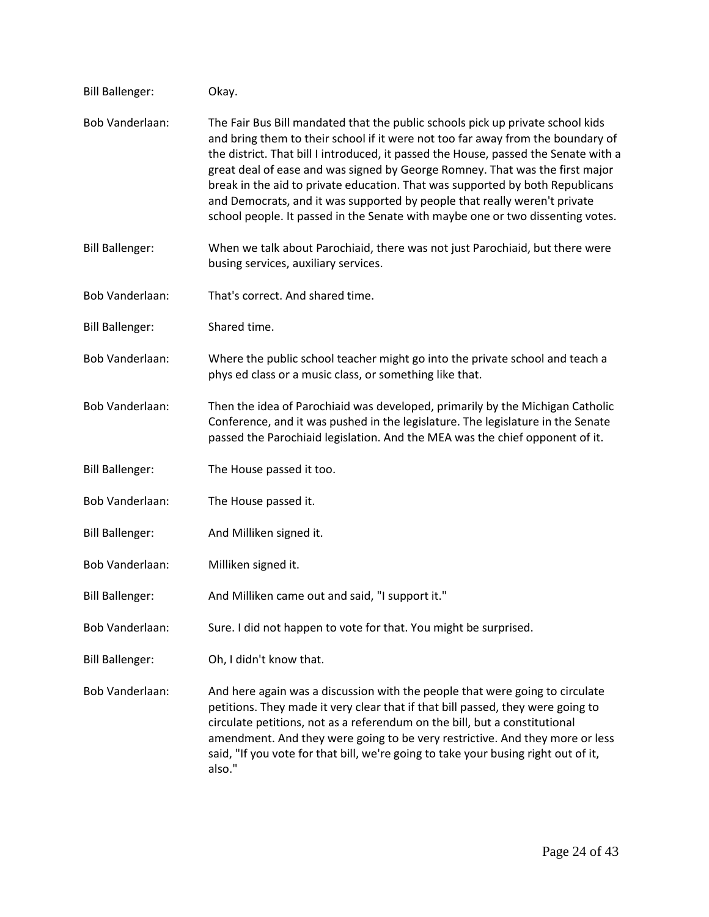Bill Ballenger: Okay.

Bob Vanderlaan: The Fair Bus Bill mandated that the public schools pick up private school kids and bring them to their school if it were not too far away from the boundary of the district. That bill I introduced, it passed the House, passed the Senate with a great deal of ease and was signed by George Romney. That was the first major break in the aid to private education. That was supported by both Republicans and Democrats, and it was supported by people that really weren't private school people. It passed in the Senate with maybe one or two dissenting votes.

Bill Ballenger: When we talk about Parochiaid, there was not just Parochiaid, but there were busing services, auxiliary services.

Bob Vanderlaan: That's correct. And shared time.

Bill Ballenger: Shared time.

Bob Vanderlaan: Where the public school teacher might go into the private school and teach a phys ed class or a music class, or something like that.

Bob Vanderlaan: Then the idea of Parochiaid was developed, primarily by the Michigan Catholic Conference, and it was pushed in the legislature. The legislature in the Senate passed the Parochiaid legislation. And the MEA was the chief opponent of it.

Bill Ballenger: The House passed it too.

Bob Vanderlaan: The House passed it.

Bill Ballenger: And Milliken signed it.

Bob Vanderlaan: Milliken signed it.

Bill Ballenger: And Milliken came out and said, "I support it."

Bob Vanderlaan: Sure. I did not happen to vote for that. You might be surprised.

Bill Ballenger: Oh, I didn't know that.

Bob Vanderlaan: And here again was a discussion with the people that were going to circulate petitions. They made it very clear that if that bill passed, they were going to circulate petitions, not as a referendum on the bill, but a constitutional amendment. And they were going to be very restrictive. And they more or less said, "If you vote for that bill, we're going to take your busing right out of it, also."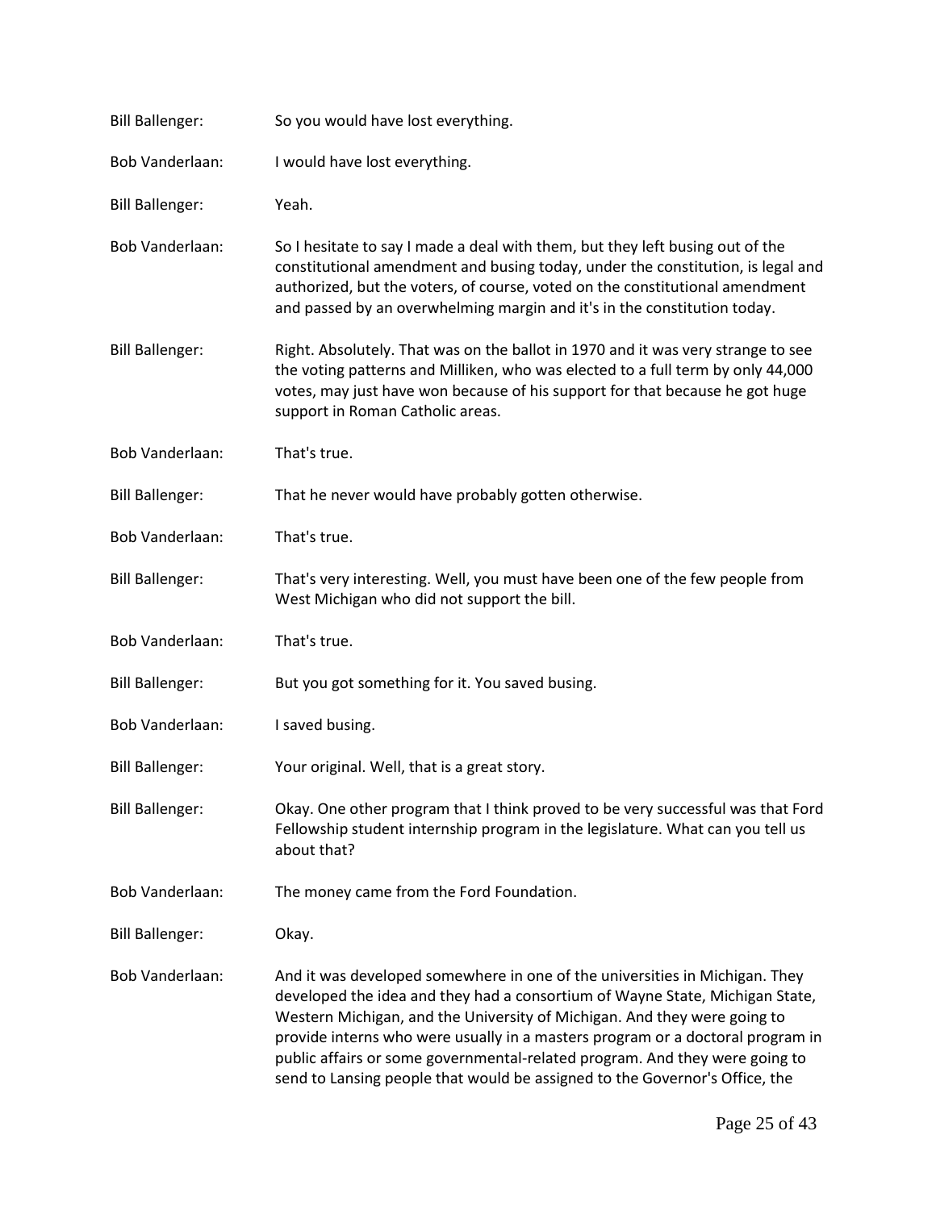Bill Ballenger: So you would have lost everything.

Bob Vanderlaan: I would have lost everything.

Bill Ballenger: Yeah.

Bob Vanderlaan: So I hesitate to say I made a deal with them, but they left busing out of the constitutional amendment and busing today, under the constitution, is legal and authorized, but the voters, of course, voted on the constitutional amendment and passed by an overwhelming margin and it's in the constitution today.

Bill Ballenger: Right. Absolutely. That was on the ballot in 1970 and it was very strange to see the voting patterns and Milliken, who was elected to a full term by only 44,000 votes, may just have won because of his support for that because he got huge support in Roman Catholic areas.

Bob Vanderlaan: That's true.

Bill Ballenger: That he never would have probably gotten otherwise.

Bob Vanderlaan: That's true.

Bill Ballenger: That's very interesting. Well, you must have been one of the few people from West Michigan who did not support the bill.

Bob Vanderlaan: That's true.

Bill Ballenger: But you got something for it. You saved busing.

Bob Vanderlaan: I saved busing.

Bill Ballenger: Your original. Well, that is a great story.

Bill Ballenger: Okay. One other program that I think proved to be very successful was that Ford Fellowship student internship program in the legislature. What can you tell us about that?

Bob Vanderlaan: The money came from the Ford Foundation.

Bill Ballenger: Okay.

Bob Vanderlaan: And it was developed somewhere in one of the universities in Michigan. They developed the idea and they had a consortium of Wayne State, Michigan State, Western Michigan, and the University of Michigan. And they were going to provide interns who were usually in a masters program or a doctoral program in public affairs or some governmental-related program. And they were going to send to Lansing people that would be assigned to the Governor's Office, the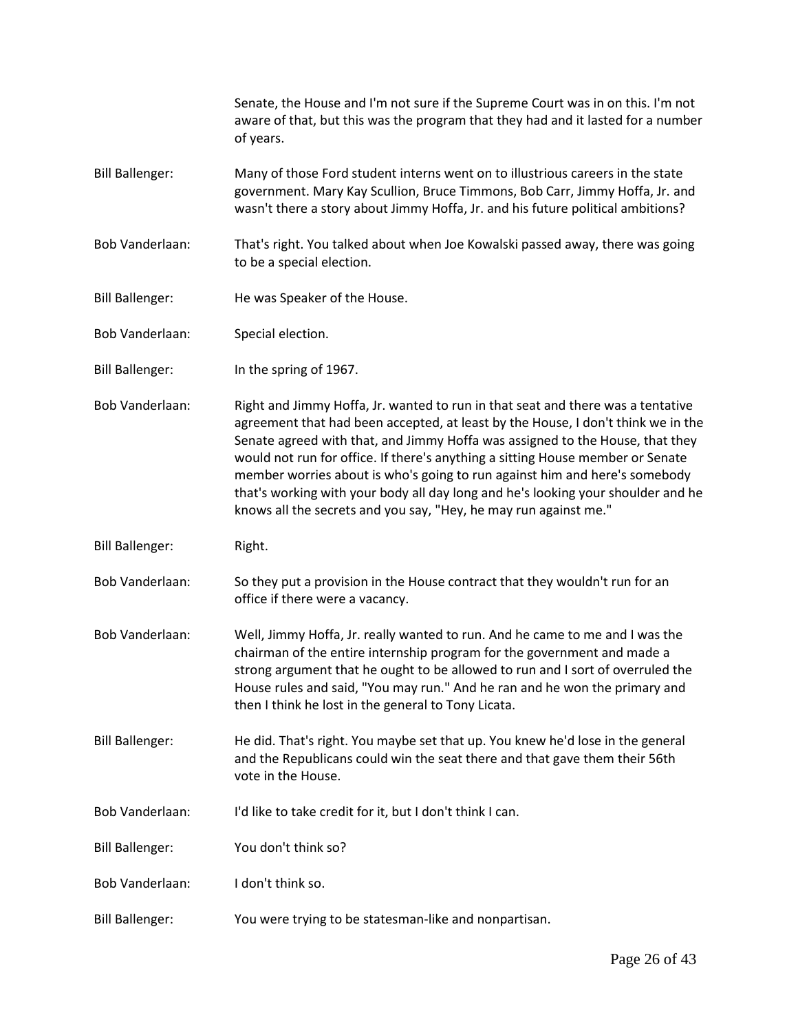Senate, the House and I'm not sure if the Supreme Court was in on this. I'm not aware of that, but this was the program that they had and it lasted for a number of years.

**Bill Ballenger:** Many of those Ford student interns went on to illustrious careers in the state government. Mary Kay Scullion, Bruce Timmons, Bob Carr, Jimmy Hoffa, Jr. and wasn't there a story about Jimmy Hoffa, Jr. and his future political ambitions?

**Bob Vanderlaan:** That's right. You talked about when Joe Kowalski passed away, there was going to be a special election.

**Bill Ballenger:** He was Speaker of the House.

**Bob Vanderlaan:** Special election.

**Bill Ballenger:** In the spring of 1967.

**Bob Vanderlaan:** Right and Jimmy Hoffa, Jr. wanted to run in that seat and there was a tentative agreement that had been accepted, at least by the House, I don't think we in the Senate agreed with that, and Jimmy Hoffa was assigned to the House, that they would not run for office. If there's anything a sitting House member or Senate member worries about is who's going to run against him and here's somebody that's working with your body all day long and he's looking your shoulder and he knows all the secrets and you say, "Hey, he may run against me."

**Bill Ballenger:** Right.

**Bob Vanderlaan:** So they put a provision in the House contract that they wouldn't run for an office if there were a vacancy.

**Bob Vanderlaan:** Well, Jimmy Hoffa, Jr. really wanted to run. And he came to me and I was the chairman of the entire internship program for the government and made a strong argument that he ought to be allowed to run and I sort of overruled the House rules and said, "You may run." And he ran and he won the primary and then I think he lost in the general to Tony Licata.

**Bill Ballenger:** He did. That's right. You maybe set that up. You knew he'd lose in the general and the Republicans could win the seat there and that gave them their 56th vote in the House.

**Bob Vanderlaan:** I'd like to take credit for it, but I don't think I can.

**Bill Ballenger:** You don't think so?

**Bob Vanderlaan:** I don't think so.

**Bill Ballenger:** You were trying to be statesman-like and nonpartisan.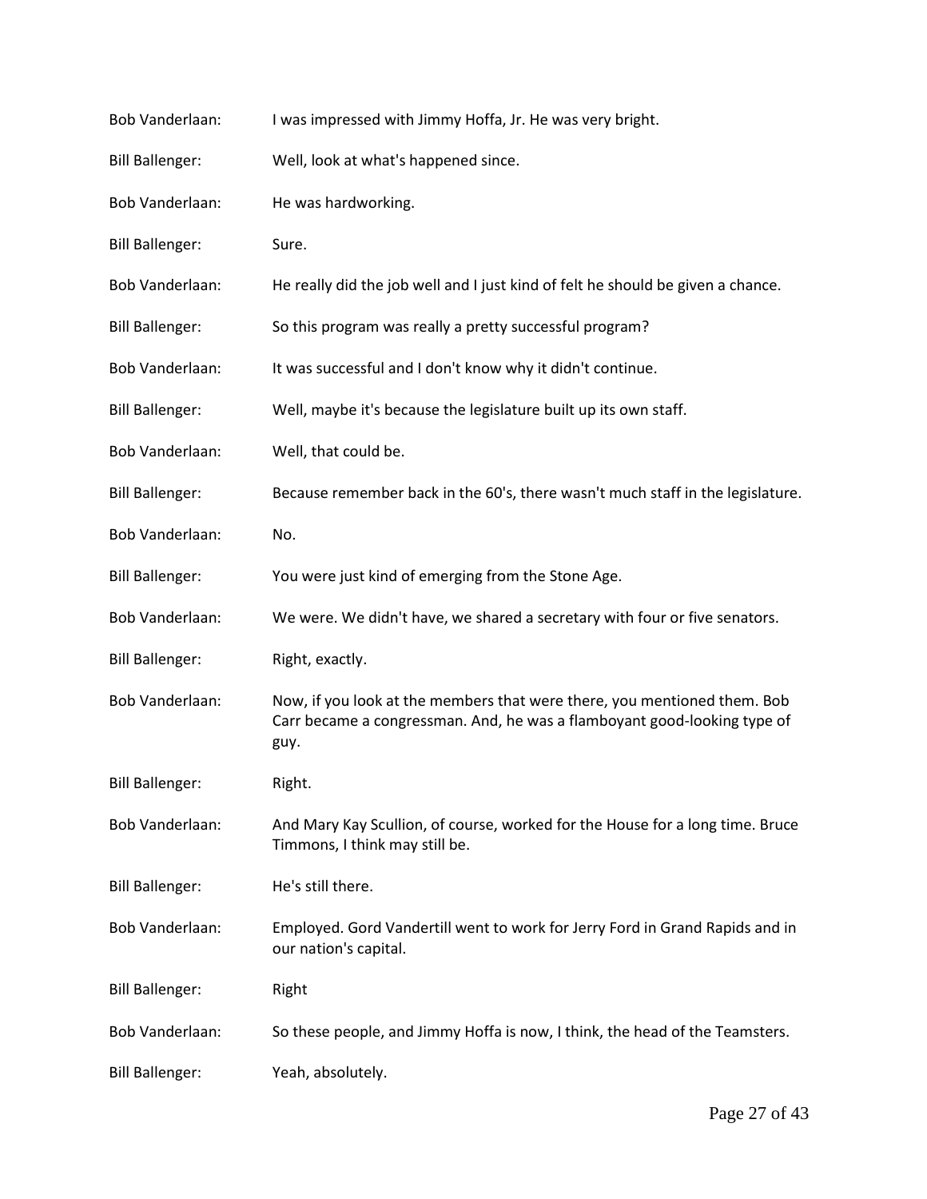Bob Vanderlaan: I was impressed with Jimmy Hoffa, Jr. He was very bright.

Bill Ballenger: Well, look at what's happened since.

Bob Vanderlaan: He was hardworking.

Bill Ballenger: Sure.

Bob Vanderlaan: He really did the job well and I just kind of felt he should be given a chance.

Bill Ballenger: So this program was really a pretty successful program?

Bob Vanderlaan: It was successful and I don't know why it didn't continue.

Bill Ballenger: Well, maybe it's because the legislature built up its own staff.

Bob Vanderlaan: Well, that could be.

Bill Ballenger: Because remember back in the 60's, there wasn't much staff in the legislature.

Bob Vanderlaan: No.

Bill Ballenger: You were just kind of emerging from the Stone Age.

Bob Vanderlaan: We were. We didn't have, we shared a secretary with four or five senators.

Bill Ballenger: Right, exactly.

Bob Vanderlaan: Now, if you look at the members that were there, you mentioned them. Bob Carr became a congressman. And, he was a flamboyant good-looking type of guy.

Bill Ballenger: Right.

Bob Vanderlaan: And Mary Kay Scullion, of course, worked for the House for a long time. Bruce Timmons, I think may still be.

Bill Ballenger: He's still there.

Bob Vanderlaan: Employed. Gord Vandertill went to work for Jerry Ford in Grand Rapids and in our nation's capital.

Bill Ballenger: Right

Bob Vanderlaan: So these people, and Jimmy Hoffa is now, I think, the head of the Teamsters.

Bill Ballenger: Yeah, absolutely.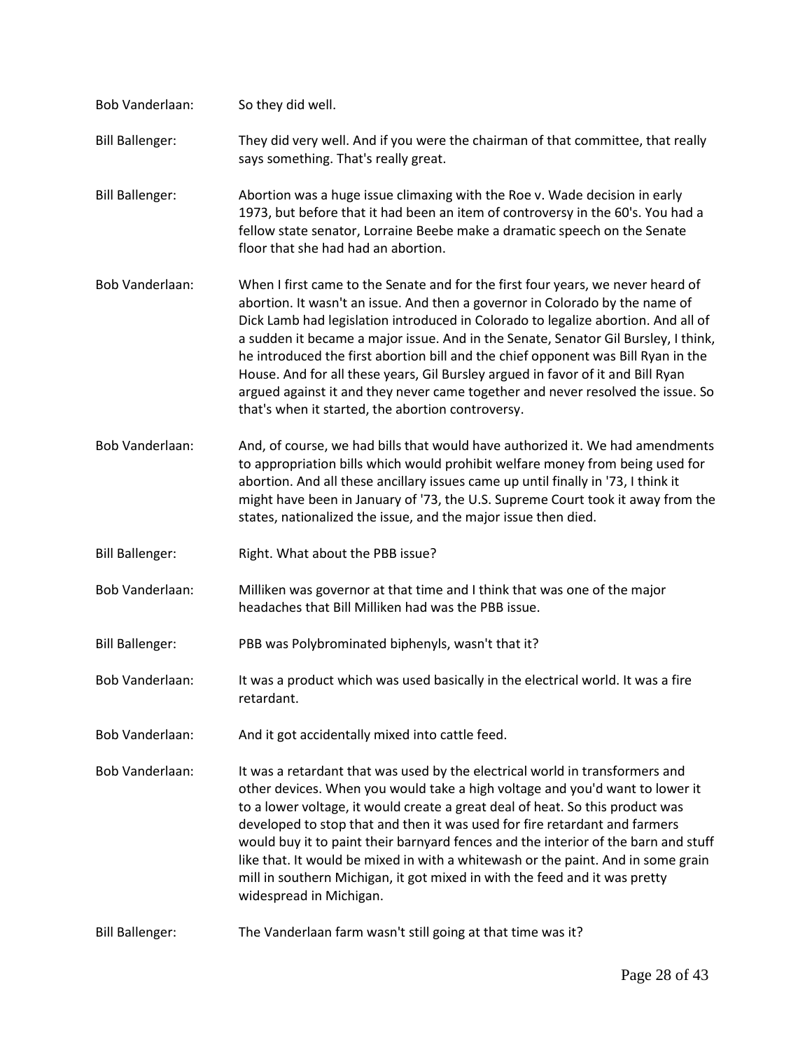Bob Vanderlaan: So they did well.

Bill Ballenger: They did very well. And if you were the chairman of that committee, that really says something. That's really great.

Bill Ballenger: Abortion was a huge issue climaxing with the Roe v. Wade decision in early 1973, but before that it had been an item of controversy in the 60's. You had a fellow state senator, Lorraine Beebe make a dramatic speech on the Senate floor that she had had an abortion.

Bob Vanderlaan: When I first came to the Senate and for the first four years, we never heard of abortion. It wasn't an issue. And then a governor in Colorado by the name of Dick Lamb had legislation introduced in Colorado to legalize abortion. And all of a sudden it became a major issue. And in the Senate, Senator Gil Bursley, I think, he introduced the first abortion bill and the chief opponent was Bill Ryan in the House. And for all these years, Gil Bursley argued in favor of it and Bill Ryan argued against it and they never came together and never resolved the issue. So that's when it started, the abortion controversy.

Bob Vanderlaan: And, of course, we had bills that would have authorized it. We had amendments to appropriation bills which would prohibit welfare money from being used for abortion. And all these ancillary issues came up until finally in '73, I think it might have been in January of '73, the U.S. Supreme Court took it away from the states, nationalized the issue, and the major issue then died.

Bill Ballenger: Right. What about the PBB issue?

Bob Vanderlaan: Milliken was governor at that time and I think that was one of the major headaches that Bill Milliken had was the PBB issue.

Bill Ballenger: PBB was Polybrominated biphenyls, wasn't that it?

Bob Vanderlaan: It was a product which was used basically in the electrical world. It was a fire retardant.

Bob Vanderlaan: And it got accidentally mixed into cattle feed.

Bob Vanderlaan: It was a retardant that was used by the electrical world in transformers and other devices. When you would take a high voltage and you'd want to lower it to a lower voltage, it would create a great deal of heat. So this product was developed to stop that and then it was used for fire retardant and farmers would buy it to paint their barnyard fences and the interior of the barn and stuff like that. It would be mixed in with a whitewash or the paint. And in some grain mill in southern Michigan, it got mixed in with the feed and it was pretty widespread in Michigan.

Bill Ballenger: The Vanderlaan farm wasn't still going at that time was it?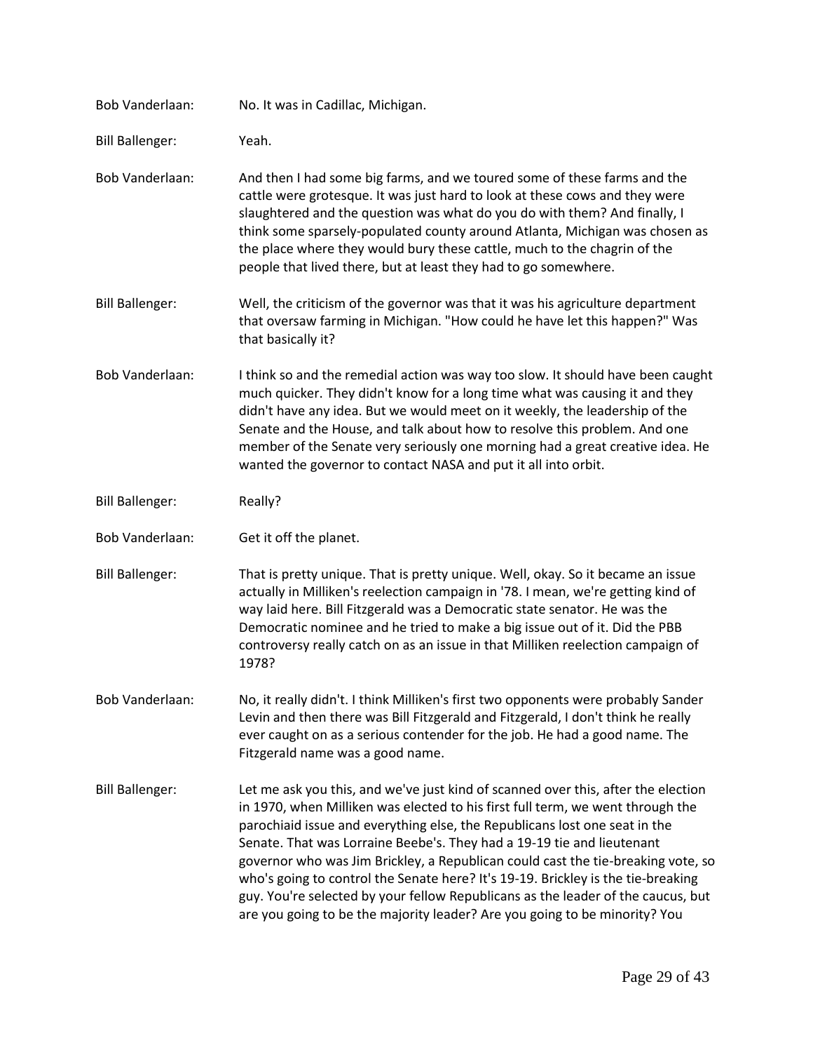Bob Vanderlaan: No. It was in Cadillac, Michigan.

Bill Ballenger: Yeah.

Bob Vanderlaan: And then I had some big farms, and we toured some of these farms and the cattle were grotesque. It was just hard to look at these cows and they were slaughtered and the question was what do you do with them? And finally, I think some sparsely-populated county around Atlanta, Michigan was chosen as the place where they would bury these cattle, much to the chagrin of the people that lived there, but at least they had to go somewhere.

Bill Ballenger: Well, the criticism of the governor was that it was his agriculture department that oversaw farming in Michigan. "How could he have let this happen?" Was that basically it?

Bob Vanderlaan: I think so and the remedial action was way too slow. It should have been caught much quicker. They didn't know for a long time what was causing it and they didn't have any idea. But we would meet on it weekly, the leadership of the Senate and the House, and talk about how to resolve this problem. And one member of the Senate very seriously one morning had a great creative idea. He wanted the governor to contact NASA and put it all into orbit.

Bill Ballenger: Really?

Bob Vanderlaan: Get it off the planet.

Bill Ballenger: That is pretty unique. That is pretty unique. Well, okay. So it became an issue actually in Milliken's reelection campaign in '78. I mean, we're getting kind of way laid here. Bill Fitzgerald was a Democratic state senator. He was the Democratic nominee and he tried to make a big issue out of it. Did the PBB controversy really catch on as an issue in that Milliken reelection campaign of 1978?

Bob Vanderlaan: No, it really didn't. I think Milliken's first two opponents were probably Sander Levin and then there was Bill Fitzgerald and Fitzgerald, I don't think he really ever caught on as a serious contender for the job. He had a good name. The Fitzgerald name was a good name.

Bill Ballenger: Let me ask you this, and we've just kind of scanned over this, after the election in 1970, when Milliken was elected to his first full term, we went through the parochiaid issue and everything else, the Republicans lost one seat in the Senate. That was Lorraine Beebe's. They had a 19-19 tie and lieutenant governor who was Jim Brickley, a Republican could cast the tie-breaking vote, so who's going to control the Senate here? It's 19-19. Brickley is the tie-breaking guy. You're selected by your fellow Republicans as the leader of the caucus, but are you going to be the majority leader? Are you going to be minority? You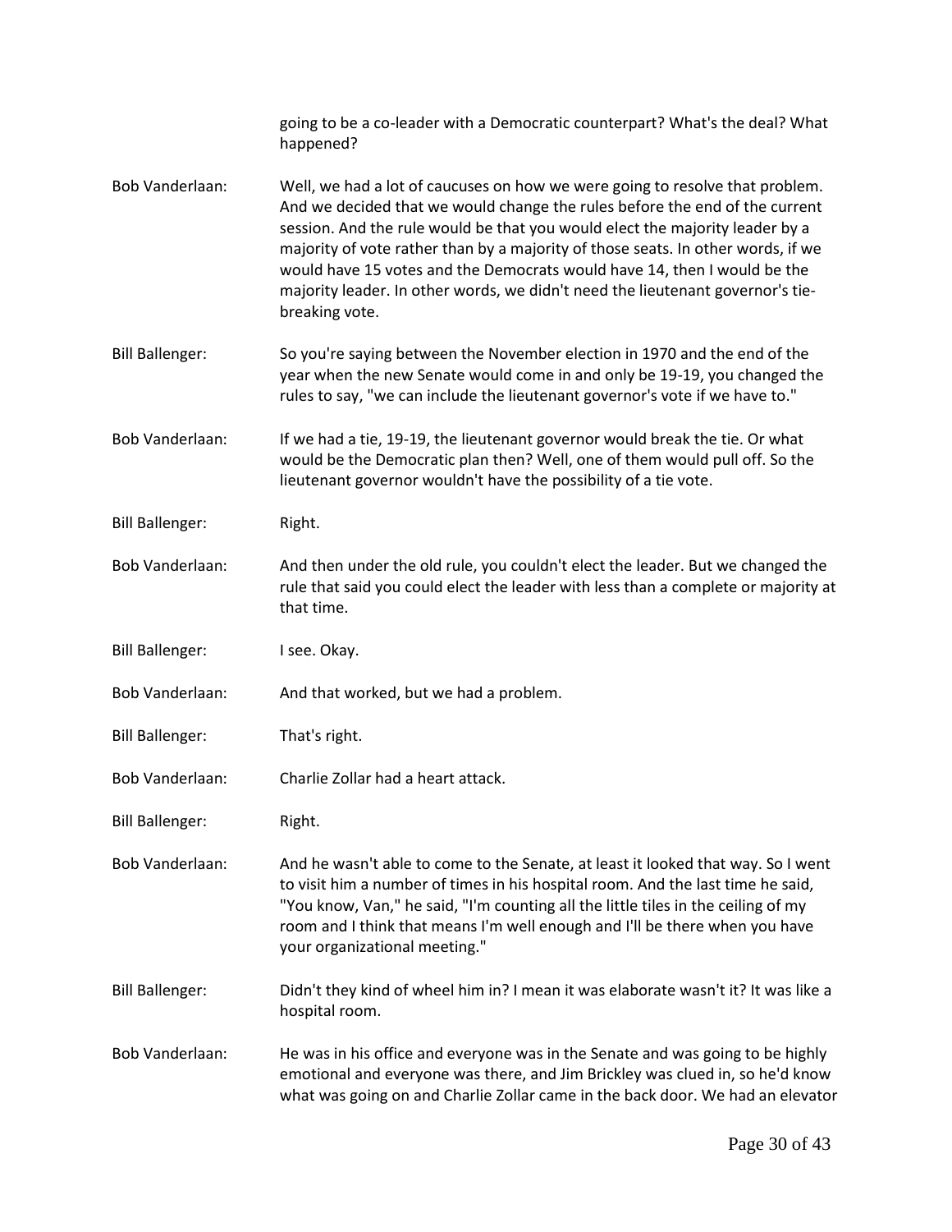going to be a co-leader with a Democratic counterpart? What's the deal? What happened?

**Bob Vanderlaan:** Well, we had a lot of caucuses on how we were going to resolve that problem. And we decided that we would change the rules before the end of the current session. And the rule would be that you would elect the majority leader by a majority of vote rather than by a majority of those seats. In other words, if we would have 15 votes and the Democrats would have 14, then I would be the majority leader. In other words, we didn't need the lieutenant governor's tie-breaking vote.

**Bill Ballenger:** So you're saying between the November election in 1970 and the end of the year when the new Senate would come in and only be 19-19, you changed the rules to say, "we can include the lieutenant governor's vote if we have to."

**Bob Vanderlaan:** If we had a tie, 19-19, the lieutenant governor would break the tie. Or what would be the Democratic plan then? Well, one of them would pull off. So the lieutenant governor wouldn't have the possibility of a tie vote.

**Bill Ballenger:** Right.

**Bob Vanderlaan:** And then under the old rule, you couldn't elect the leader. But we changed the rule that said you could elect the leader with less than a complete or majority at that time.

**Bill Ballenger:** I see. Okay.

**Bob Vanderlaan:** And that worked, but we had a problem.

**Bill Ballenger:** That's right.

**Bob Vanderlaan:** Charlie Zollar had a heart attack.

**Bill Ballenger:** Right.

**Bob Vanderlaan:** And he wasn't able to come to the Senate, at least it looked that way. So I went to visit him a number of times in his hospital room. And the last time he said, "You know, Van," he said, "I'm counting all the little tiles in the ceiling of my room and I think that means I'm well enough and I'll be there when you have your organizational meeting."

**Bill Ballenger:** Didn't they kind of wheel him in? I mean it was elaborate wasn't it? It was like a hospital room.

**Bob Vanderlaan:** He was in his office and everyone was in the Senate and was going to be highly emotional and everyone was there, and Jim Brickley was clued in, so he'd know what was going on and Charlie Zollar came in the back door. We had an elevator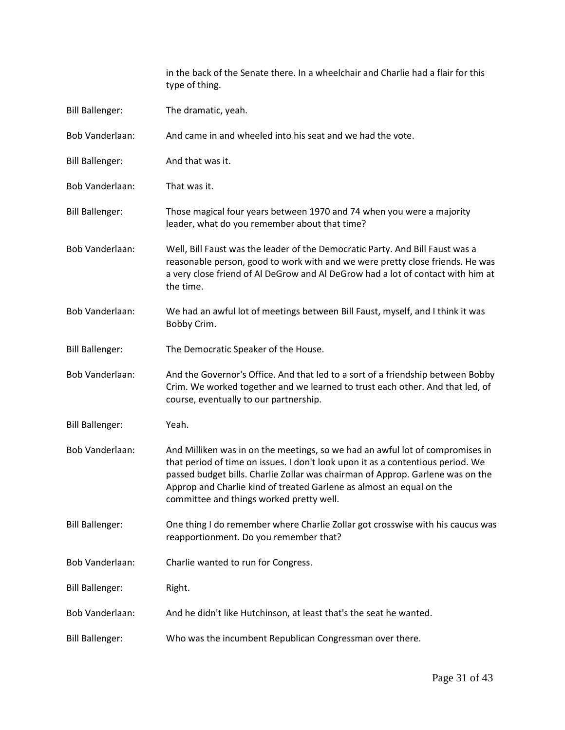in the back of the Senate there. In a wheelchair and Charlie had a flair for this type of thing.

**Bill Ballenger:** The dramatic, yeah.

**Bob Vanderlaan:** And came in and wheeled into his seat and we had the vote.

**Bill Ballenger:** And that was it.

**Bob Vanderlaan:** That was it.

**Bill Ballenger:** Those magical four years between 1970 and 74 when you were a majority leader, what do you remember about that time?

**Bob Vanderlaan:** Well, Bill Faust was the leader of the Democratic Party. And Bill Faust was a reasonable person, good to work with and we were pretty close friends. He was a very close friend of Al DeGrow and Al DeGrow had a lot of contact with him at the time.

**Bob Vanderlaan:** We had an awful lot of meetings between Bill Faust, myself, and I think it was Bobby Crim.

**Bill Ballenger:** The Democratic Speaker of the House.

**Bob Vanderlaan:** And the Governor's Office. And that led to a sort of a friendship between Bobby Crim. We worked together and we learned to trust each other. And that led, of course, eventually to our partnership.

**Bill Ballenger:** Yeah.

**Bob Vanderlaan:** And Milliken was in on the meetings, so we had an awful lot of compromises in that period of time on issues. I don't look upon it as a contentious period. We passed budget bills. Charlie Zollar was chairman of Approp. Garlene was on the Approp and Charlie kind of treated Garlene as almost an equal on the committee and things worked pretty well.

**Bill Ballenger:** One thing I do remember where Charlie Zollar got crosswise with his caucus was reapportionment. Do you remember that?

**Bob Vanderlaan:** Charlie wanted to run for Congress.

**Bill Ballenger:** Right.

**Bob Vanderlaan:** And he didn't like Hutchinson, at least that's the seat he wanted.

**Bill Ballenger:** Who was the incumbent Republican Congressman over there.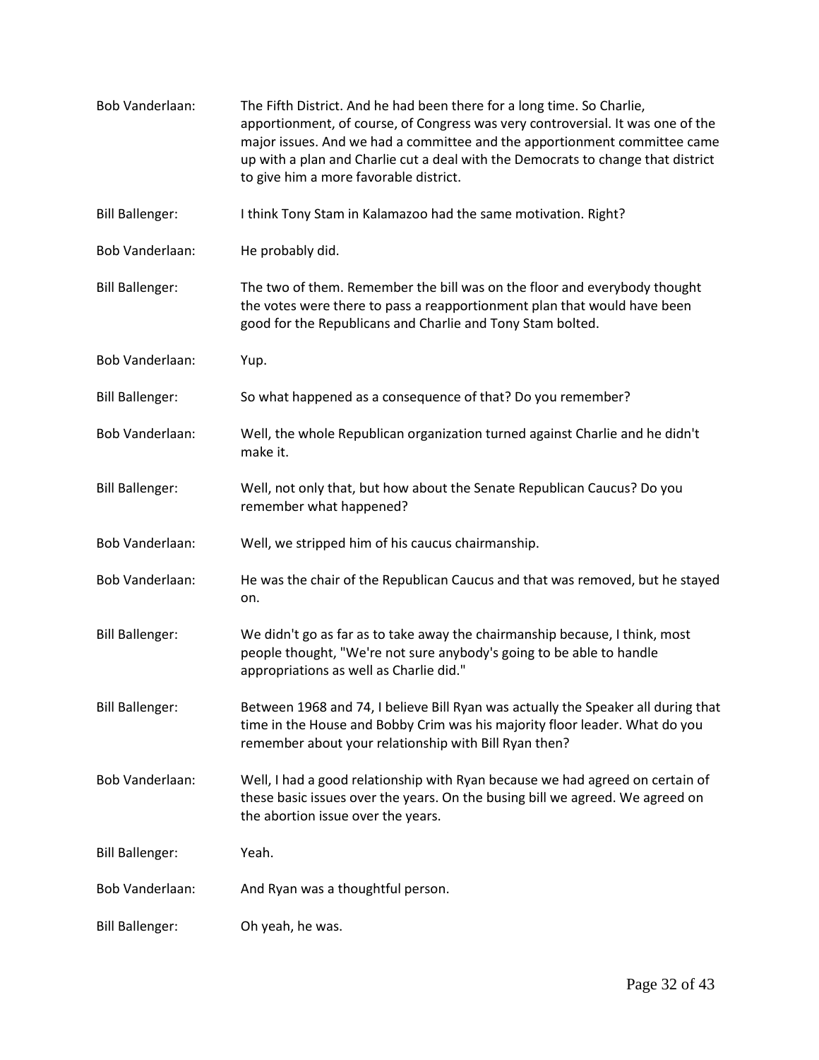Bob Vanderlaan: The Fifth District. And he had been there for a long time. So Charlie, apportionment, of course, of Congress was very controversial. It was one of the major issues. And we had a committee and the apportionment committee came up with a plan and Charlie cut a deal with the Democrats to change that district to give him a more favorable district.

Bill Ballenger: I think Tony Stam in Kalamazoo had the same motivation. Right?

Bob Vanderlaan: He probably did.

Bill Ballenger: The two of them. Remember the bill was on the floor and everybody thought the votes were there to pass a reapportionment plan that would have been good for the Republicans and Charlie and Tony Stam bolted.

Bob Vanderlaan: Yup.

Bill Ballenger: So what happened as a consequence of that? Do you remember?

Bob Vanderlaan: Well, the whole Republican organization turned against Charlie and he didn't make it.

Bill Ballenger: Well, not only that, but how about the Senate Republican Caucus? Do you remember what happened?

Bob Vanderlaan: Well, we stripped him of his caucus chairmanship.

Bob Vanderlaan: He was the chair of the Republican Caucus and that was removed, but he stayed on.

Bill Ballenger: We didn't go as far as to take away the chairmanship because, I think, most people thought, "We're not sure anybody's going to be able to handle appropriations as well as Charlie did."

Bill Ballenger: Between 1968 and 74, I believe Bill Ryan was actually the Speaker all during that time in the House and Bobby Crim was his majority floor leader. What do you remember about your relationship with Bill Ryan then?

Bob Vanderlaan: Well, I had a good relationship with Ryan because we had agreed on certain of these basic issues over the years. On the busing bill we agreed. We agreed on the abortion issue over the years.

Bill Ballenger: Yeah.

Bob Vanderlaan: And Ryan was a thoughtful person.

Bill Ballenger: Oh yeah, he was.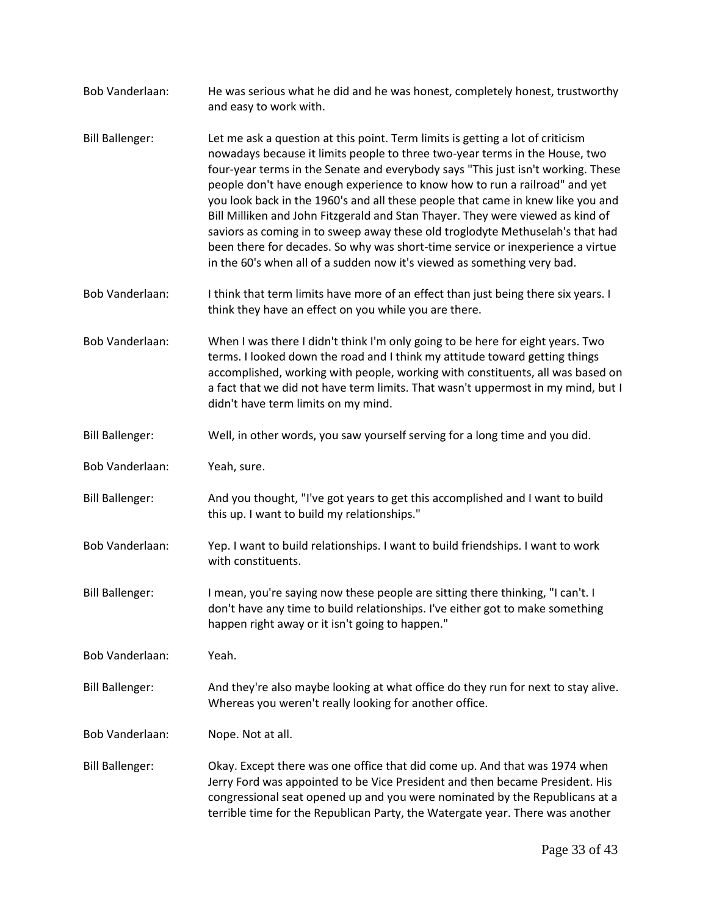Bob Vanderlaan: He was serious what he did and he was honest, completely honest, trustworthy and easy to work with.

Bill Ballenger: Let me ask a question at this point. Term limits is getting a lot of criticism nowadays because it limits people to three two-year terms in the House, two four-year terms in the Senate and everybody says "This just isn't working. These people don't have enough experience to know how to run a railroad" and yet you look back in the 1960's and all these people that came in knew like you and Bill Milliken and John Fitzgerald and Stan Thayer. They were viewed as kind of saviors as coming in to sweep away these old troglodyte Methuselah's that had been there for decades. So why was short-time service or inexperience a virtue in the 60's when all of a sudden now it's viewed as something very bad.

Bob Vanderlaan: I think that term limits have more of an effect than just being there six years. I think they have an effect on you while you are there.

Bob Vanderlaan: When I was there I didn't think I'm only going to be here for eight years. Two terms. I looked down the road and I think my attitude toward getting things accomplished, working with people, working with constituents, all was based on a fact that we did not have term limits. That wasn't uppermost in my mind, but I didn't have term limits on my mind.

Bill Ballenger: Well, in other words, you saw yourself serving for a long time and you did.

Bob Vanderlaan: Yeah, sure.

Bill Ballenger: And you thought, "I've got years to get this accomplished and I want to build this up. I want to build my relationships."

Bob Vanderlaan: Yep. I want to build relationships. I want to build friendships. I want to work with constituents.

Bill Ballenger: I mean, you're saying now these people are sitting there thinking, "I can't. I don't have any time to build relationships. I've either got to make something happen right away or it isn't going to happen."

Bob Vanderlaan: Yeah.

Bill Ballenger: And they're also maybe looking at what office do they run for next to stay alive. Whereas you weren't really looking for another office.

Bob Vanderlaan: Nope. Not at all.

Bill Ballenger: Okay. Except there was one office that did come up. And that was 1974 when Jerry Ford was appointed to be Vice President and then became President. His congressional seat opened up and you were nominated by the Republicans at a terrible time for the Republican Party, the Watergate year. There was another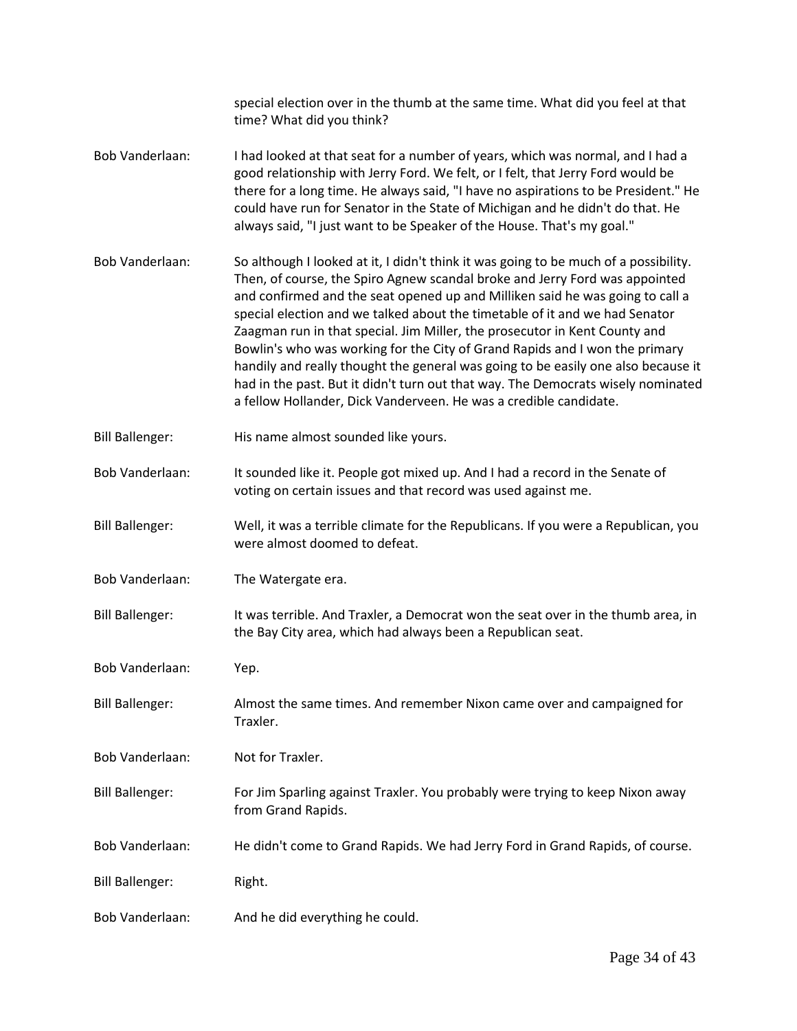special election over in the thumb at the same time. What did you feel at that time? What did you think?

Bob Vanderlaan: I had looked at that seat for a number of years, which was normal, and I had a good relationship with Jerry Ford. We felt, or I felt, that Jerry Ford would be there for a long time. He always said, "I have no aspirations to be President." He could have run for Senator in the State of Michigan and he didn't do that. He always said, "I just want to be Speaker of the House. That's my goal."

Bob Vanderlaan: So although I looked at it, I didn't think it was going to be much of a possibility. Then, of course, the Spiro Agnew scandal broke and Jerry Ford was appointed and confirmed and the seat opened up and Milliken said he was going to call a special election and we talked about the timetable of it and we had Senator Zaagman run in that special. Jim Miller, the prosecutor in Kent County and Bowlin's who was working for the City of Grand Rapids and I won the primary handily and really thought the general was going to be easily one also because it had in the past. But it didn't turn out that way. The Democrats wisely nominated a fellow Hollander, Dick Vanderveen. He was a credible candidate.

Bill Ballenger: His name almost sounded like yours.

Bob Vanderlaan: It sounded like it. People got mixed up. And I had a record in the Senate of voting on certain issues and that record was used against me.

Bill Ballenger: Well, it was a terrible climate for the Republicans. If you were a Republican, you were almost doomed to defeat.

Bob Vanderlaan: The Watergate era.

Bill Ballenger: It was terrible. And Traxler, a Democrat won the seat over in the thumb area, in the Bay City area, which had always been a Republican seat.

Bob Vanderlaan: Yep.

Bill Ballenger: Almost the same times. And remember Nixon came over and campaigned for Traxler.

Bob Vanderlaan: Not for Traxler.

Bill Ballenger: For Jim Sparling against Traxler. You probably were trying to keep Nixon away from Grand Rapids.

Bob Vanderlaan: He didn't come to Grand Rapids. We had Jerry Ford in Grand Rapids, of course.

Bill Ballenger: Right.

Bob Vanderlaan: And he did everything he could.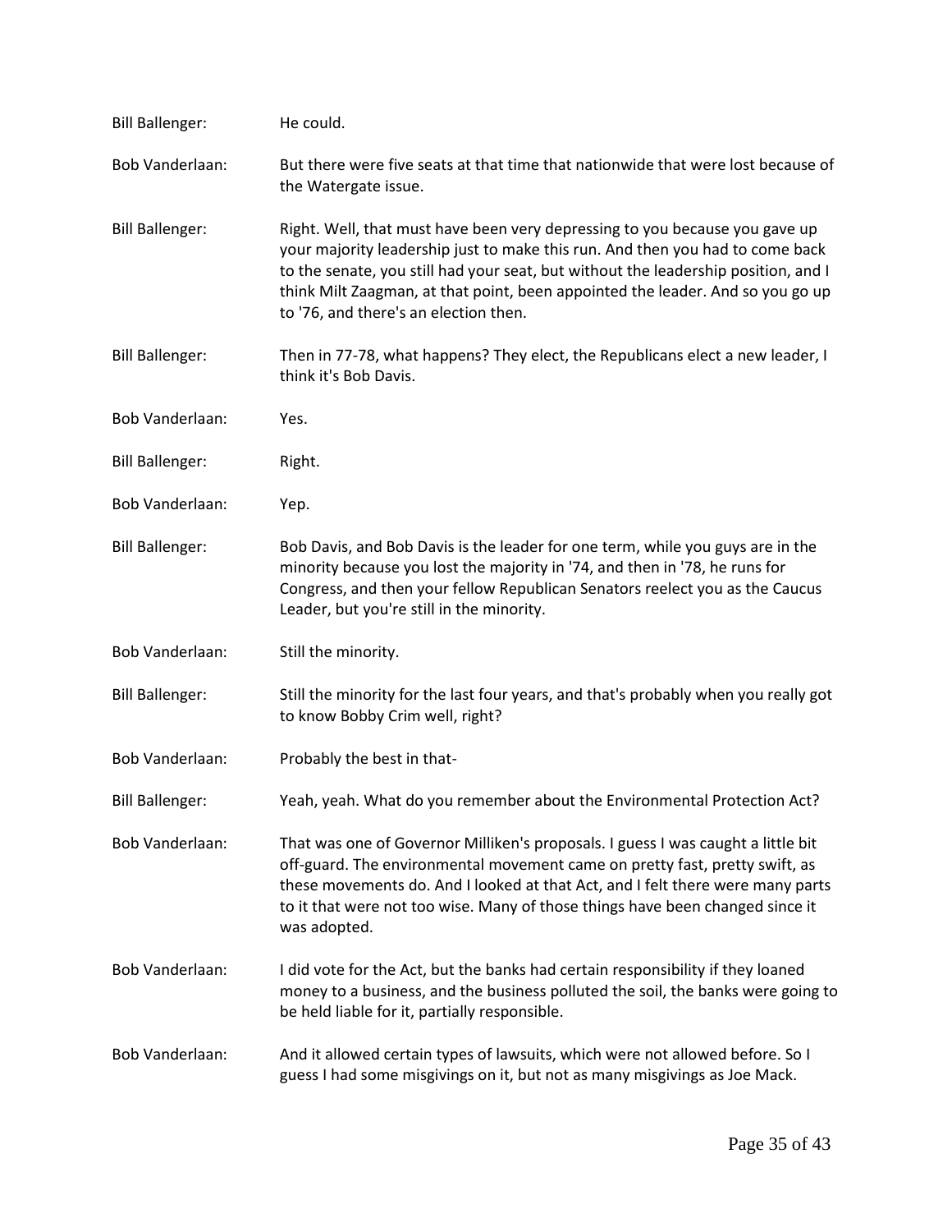Bill Ballenger: He could.

Bob Vanderlaan: But there were five seats at that time that nationwide that were lost because of the Watergate issue.

Bill Ballenger: Right. Well, that must have been very depressing to you because you gave up your majority leadership just to make this run. And then you had to come back to the senate, you still had your seat, but without the leadership position, and I think Milt Zaagman, at that point, been appointed the leader. And so you go up to '76, and there's an election then.

Bill Ballenger: Then in 77-78, what happens? They elect, the Republicans elect a new leader, I think it's Bob Davis.

Bob Vanderlaan: Yes.

Bill Ballenger: Right.

Bob Vanderlaan: Yep.

Bill Ballenger: Bob Davis, and Bob Davis is the leader for one term, while you guys are in the minority because you lost the majority in '74, and then in '78, he runs for Congress, and then your fellow Republican Senators reelect you as the Caucus Leader, but you're still in the minority.

Bob Vanderlaan: Still the minority.

Bill Ballenger: Still the minority for the last four years, and that's probably when you really got to know Bobby Crim well, right?

Bob Vanderlaan: Probably the best in that-

Bill Ballenger: Yeah, yeah. What do you remember about the Environmental Protection Act?

Bob Vanderlaan: That was one of Governor Milliken's proposals. I guess I was caught a little bit off-guard. The environmental movement came on pretty fast, pretty swift, as these movements do. And I looked at that Act, and I felt there were many parts to it that were not too wise. Many of those things have been changed since it was adopted.

Bob Vanderlaan: I did vote for the Act, but the banks had certain responsibility if they loaned money to a business, and the business polluted the soil, the banks were going to be held liable for it, partially responsible.

Bob Vanderlaan: And it allowed certain types of lawsuits, which were not allowed before. So I guess I had some misgivings on it, but not as many misgivings as Joe Mack.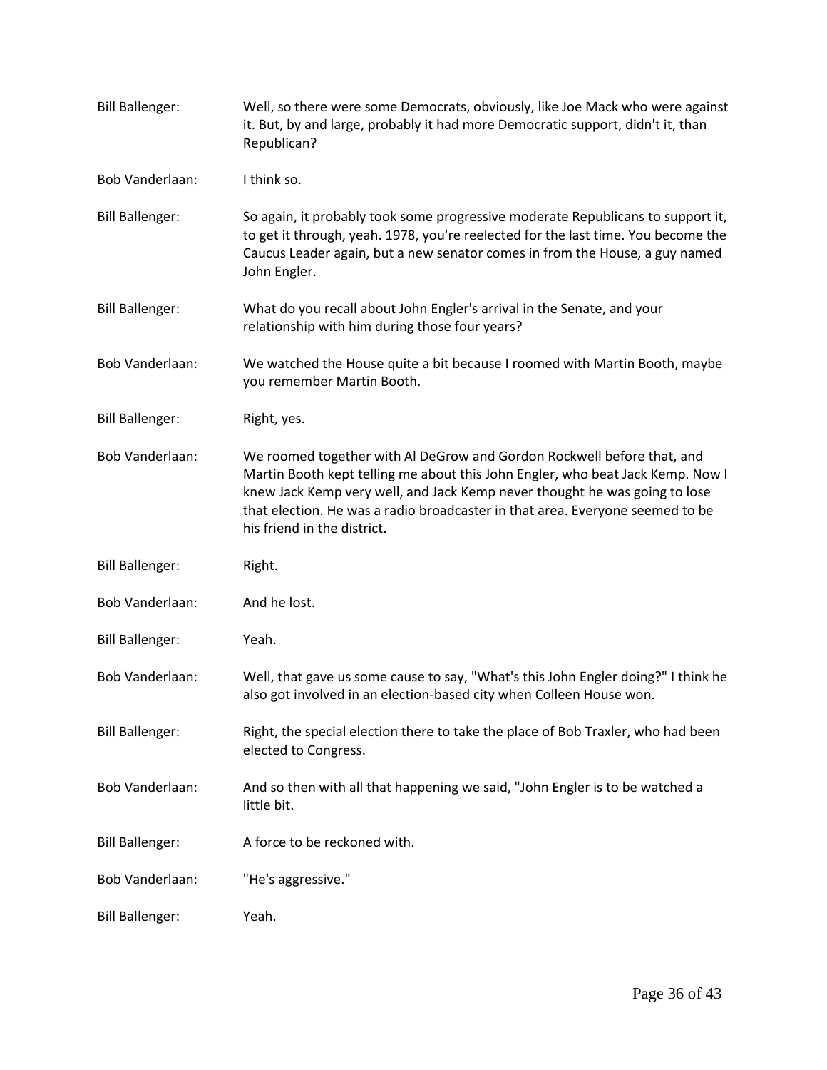Bill Ballenger: Well, so there were some Democrats, obviously, like Joe Mack who were against it. But, by and large, probably it had more Democratic support, didn't it, than Republican?

Bob Vanderlaan: I think so.

Bill Ballenger: So again, it probably took some progressive moderate Republicans to support it, to get it through, yeah. 1978, you're reelected for the last time. You become the Caucus Leader again, but a new senator comes in from the House, a guy named John Engler.

Bill Ballenger: What do you recall about John Engler's arrival in the Senate, and your relationship with him during those four years?

Bob Vanderlaan: We watched the House quite a bit because I roomed with Martin Booth, maybe you remember Martin Booth.

Bill Ballenger: Right, yes.

Bob Vanderlaan: We roomed together with Al DeGrow and Gordon Rockwell before that, and Martin Booth kept telling me about this John Engler, who beat Jack Kemp. Now I knew Jack Kemp very well, and Jack Kemp never thought he was going to lose that election. He was a radio broadcaster in that area. Everyone seemed to be his friend in the district.

Bill Ballenger: Right.

Bob Vanderlaan: And he lost.

Bill Ballenger: Yeah.

Bob Vanderlaan: Well, that gave us some cause to say, "What's this John Engler doing?" I think he also got involved in an election-based city when Colleen House won.

Bill Ballenger: Right, the special election there to take the place of Bob Traxler, who had been elected to Congress.

Bob Vanderlaan: And so then with all that happening we said, "John Engler is to be watched a little bit.

Bill Ballenger: A force to be reckoned with.

Bob Vanderlaan: "He's aggressive."

Bill Ballenger: Yeah.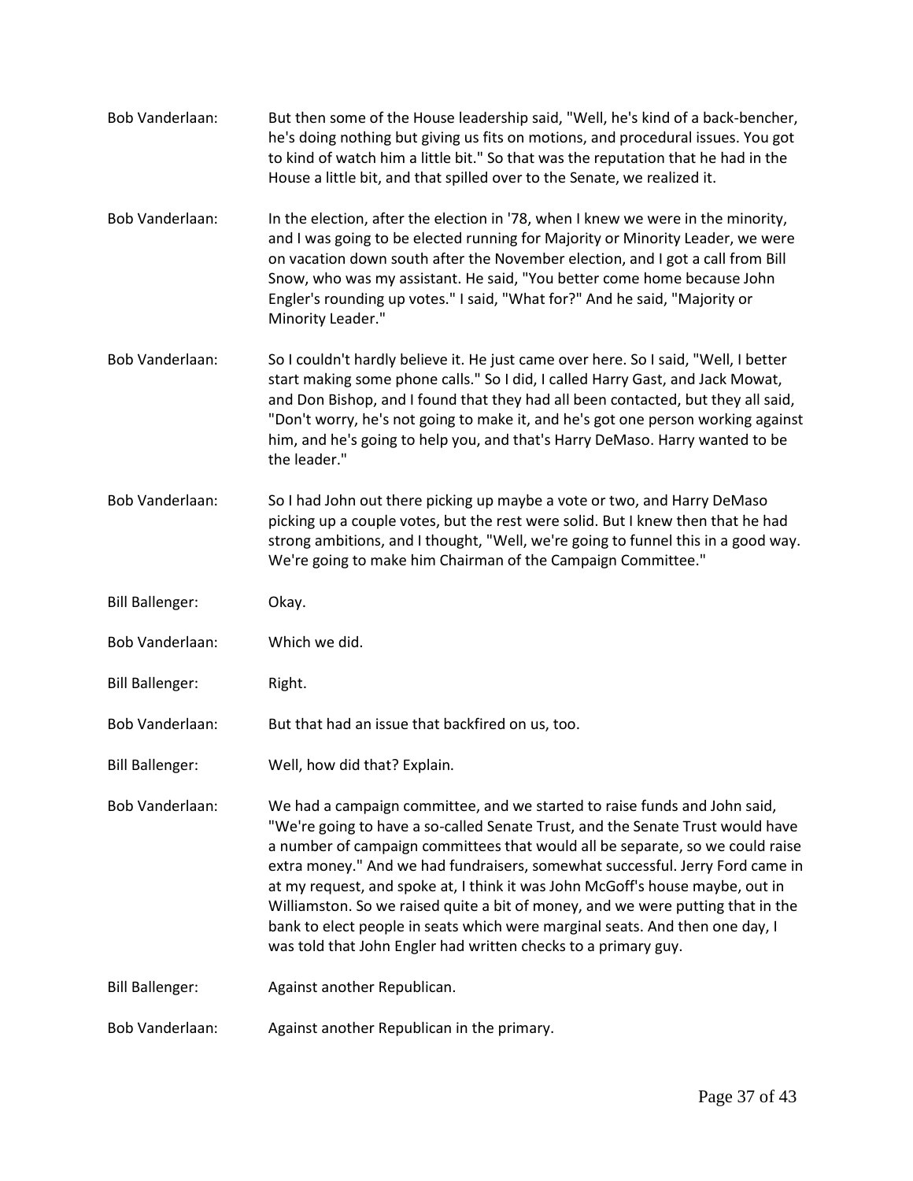Bob Vanderlaan: But then some of the House leadership said, "Well, he's kind of a back-bencher, he's doing nothing but giving us fits on motions, and procedural issues. You got to kind of watch him a little bit." So that was the reputation that he had in the House a little bit, and that spilled over to the Senate, we realized it.

Bob Vanderlaan: In the election, after the election in '78, when I knew we were in the minority, and I was going to be elected running for Majority or Minority Leader, we were on vacation down south after the November election, and I got a call from Bill Snow, who was my assistant. He said, "You better come home because John Engler's rounding up votes." I said, "What for?" And he said, "Majority or Minority Leader."

Bob Vanderlaan: So I couldn't hardly believe it. He just came over here. So I said, "Well, I better start making some phone calls." So I did, I called Harry Gast, and Jack Mowat, and Don Bishop, and I found that they had all been contacted, but they all said, "Don't worry, he's not going to make it, and he's got one person working against him, and he's going to help you, and that's Harry DeMaso. Harry wanted to be the leader."

Bob Vanderlaan: So I had John out there picking up maybe a vote or two, and Harry DeMaso picking up a couple votes, but the rest were solid. But I knew then that he had strong ambitions, and I thought, "Well, we're going to funnel this in a good way. We're going to make him Chairman of the Campaign Committee."

Bill Ballenger: Okay.

Bob Vanderlaan: Which we did.

Bill Ballenger: Right.

Bob Vanderlaan: But that had an issue that backfired on us, too.

Bill Ballenger: Well, how did that? Explain.

Bob Vanderlaan: We had a campaign committee, and we started to raise funds and John said, "We're going to have a so-called Senate Trust, and the Senate Trust would have a number of campaign committees that would all be separate, so we could raise extra money." And we had fundraisers, somewhat successful. Jerry Ford came in at my request, and spoke at, I think it was John McGoff's house maybe, out in Williamston. So we raised quite a bit of money, and we were putting that in the bank to elect people in seats which were marginal seats. And then one day, I was told that John Engler had written checks to a primary guy.

Bill Ballenger: Against another Republican.

Bob Vanderlaan: Against another Republican in the primary.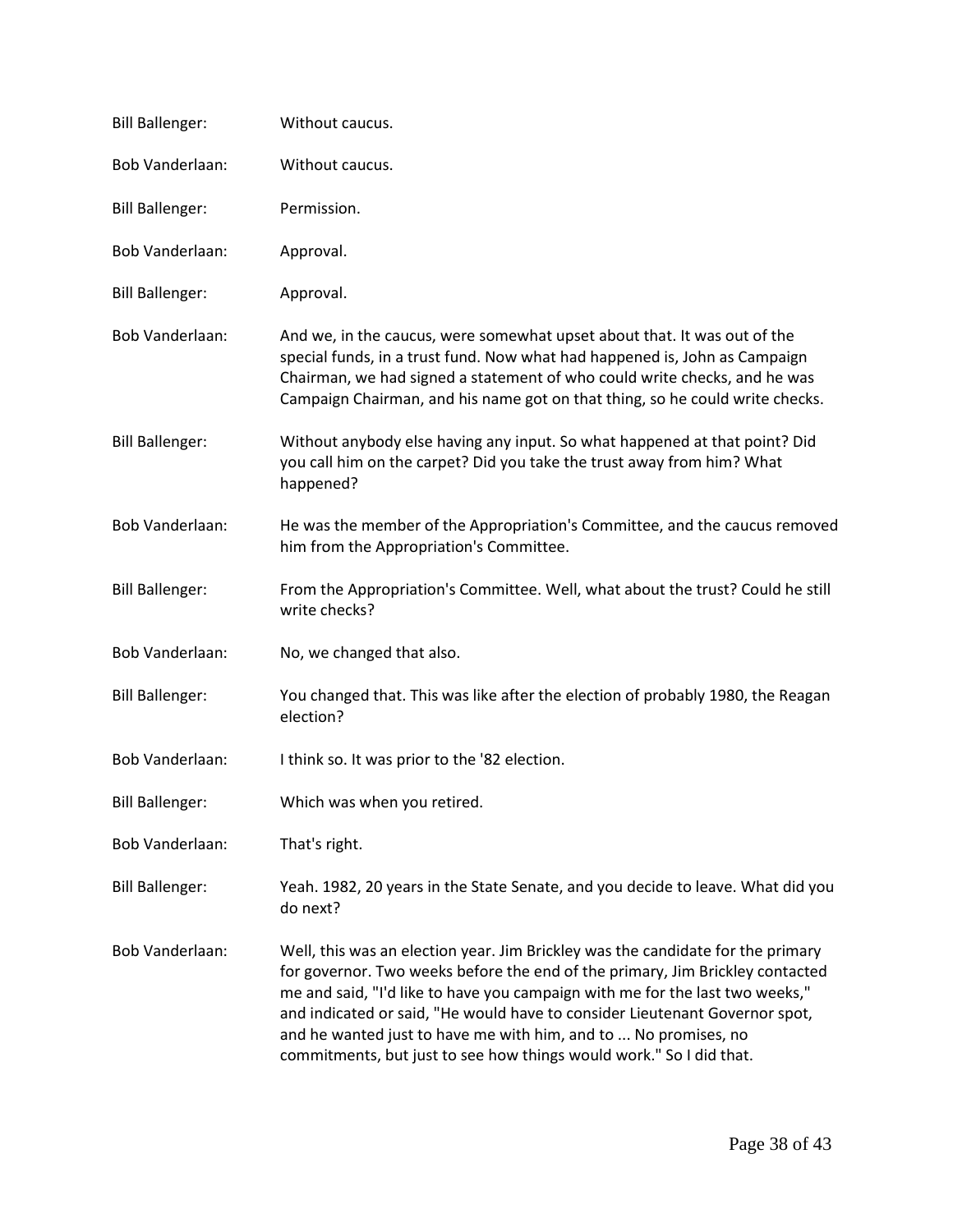Bill Ballenger: Without caucus.

Bob Vanderlaan: Without caucus.

Bill Ballenger: Permission.

Bob Vanderlaan: Approval.

Bill Ballenger: Approval.

Bob Vanderlaan: And we, in the caucus, were somewhat upset about that. It was out of the special funds, in a trust fund. Now what had happened is, John as Campaign Chairman, we had signed a statement of who could write checks, and he was Campaign Chairman, and his name got on that thing, so he could write checks.

Bill Ballenger: Without anybody else having any input. So what happened at that point? Did you call him on the carpet? Did you take the trust away from him? What happened?

Bob Vanderlaan: He was the member of the Appropriation's Committee, and the caucus removed him from the Appropriation's Committee.

Bill Ballenger: From the Appropriation's Committee. Well, what about the trust? Could he still write checks?

Bob Vanderlaan: No, we changed that also.

Bill Ballenger: You changed that. This was like after the election of probably 1980, the Reagan election?

Bob Vanderlaan: I think so. It was prior to the '82 election.

Bill Ballenger: Which was when you retired.

Bob Vanderlaan: That's right.

Bill Ballenger: Yeah. 1982, 20 years in the State Senate, and you decide to leave. What did you do next?

Bob Vanderlaan: Well, this was an election year. Jim Brickley was the candidate for the primary for governor. Two weeks before the end of the primary, Jim Brickley contacted me and said, "I'd like to have you campaign with me for the last two weeks," and indicated or said, "He would have to consider Lieutenant Governor spot, and he wanted just to have me with him, and to ... No promises, no commitments, but just to see how things would work." So I did that.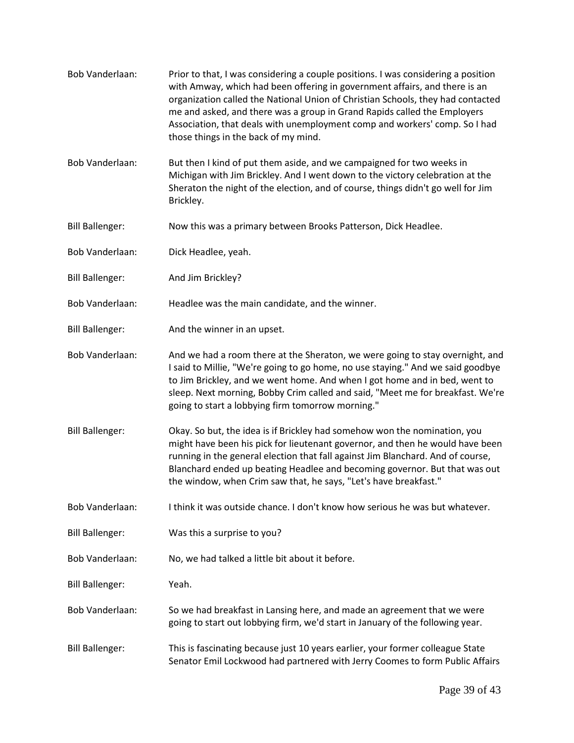Bob Vanderlaan: Prior to that, I was considering a couple positions. I was considering a position with Amway, which had been offering in government affairs, and there is an organization called the National Union of Christian Schools, they had contacted me and asked, and there was a group in Grand Rapids called the Employers Association, that deals with unemployment comp and workers' comp. So I had those things in the back of my mind.

Bob Vanderlaan: But then I kind of put them aside, and we campaigned for two weeks in Michigan with Jim Brickley. And I went down to the victory celebration at the Sheraton the night of the election, and of course, things didn't go well for Jim Brickley.

Bill Ballenger: Now this was a primary between Brooks Patterson, Dick Headlee.

Bob Vanderlaan: Dick Headlee, yeah.

Bill Ballenger: And Jim Brickley?

Bob Vanderlaan: Headlee was the main candidate, and the winner.

Bill Ballenger: And the winner in an upset.

Bob Vanderlaan: And we had a room there at the Sheraton, we were going to stay overnight, and I said to Millie, "We're going to go home, no use staying." And we said goodbye to Jim Brickley, and we went home. And when I got home and in bed, went to sleep. Next morning, Bobby Crim called and said, "Meet me for breakfast. We're going to start a lobbying firm tomorrow morning."

Bill Ballenger: Okay. So but, the idea is if Brickley had somehow won the nomination, you might have been his pick for lieutenant governor, and then he would have been running in the general election that fall against Jim Blanchard. And of course, Blanchard ended up beating Headlee and becoming governor. But that was out the window, when Crim saw that, he says, "Let's have breakfast."

Bob Vanderlaan: I think it was outside chance. I don't know how serious he was but whatever.

Bill Ballenger: Was this a surprise to you?

Bob Vanderlaan: No, we had talked a little bit about it before.

Bill Ballenger: Yeah.

Bob Vanderlaan: So we had breakfast in Lansing here, and made an agreement that we were going to start out lobbying firm, we'd start in January of the following year.

Bill Ballenger: This is fascinating because just 10 years earlier, your former colleague State Senator Emil Lockwood had partnered with Jerry Coomes to form Public Affairs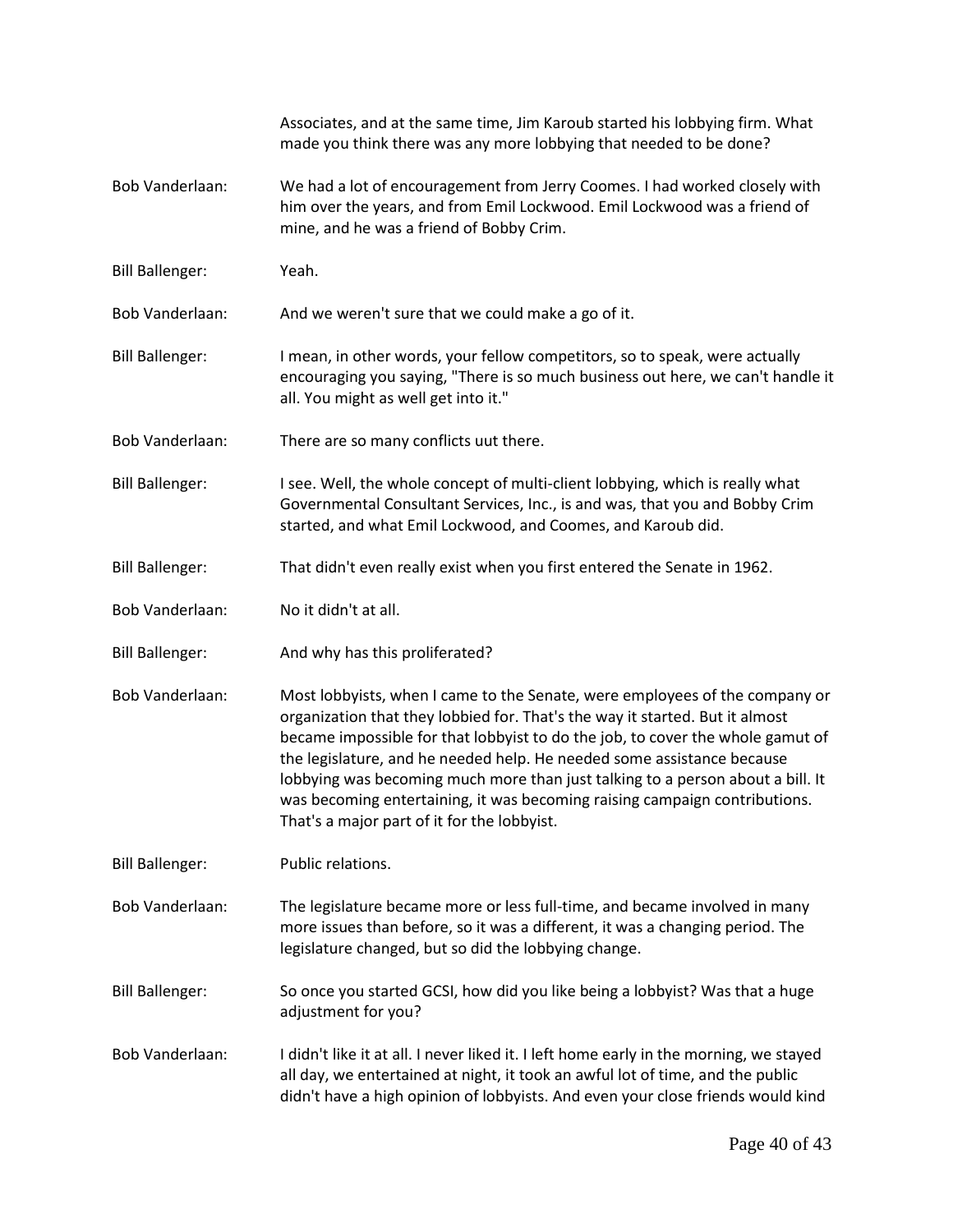Associates, and at the same time, Jim Karoub started his lobbying firm. What made you think there was any more lobbying that needed to be done?

**Bob Vanderlaan:** We had a lot of encouragement from Jerry Coomes. I had worked closely with him over the years, and from Emil Lockwood. Emil Lockwood was a friend of mine, and he was a friend of Bobby Crim.

**Bill Ballenger:** Yeah.

**Bob Vanderlaan:** And we weren't sure that we could make a go of it.

**Bill Ballenger:** I mean, in other words, your fellow competitors, so to speak, were actually encouraging you saying, "There is so much business out here, we can't handle it all. You might as well get into it."

**Bob Vanderlaan:** There are so many conflicts uut there.

**Bill Ballenger:** I see. Well, the whole concept of multi-client lobbying, which is really what Governmental Consultant Services, Inc., is and was, that you and Bobby Crim started, and what Emil Lockwood, and Coomes, and Karoub did.

**Bill Ballenger:** That didn't even really exist when you first entered the Senate in 1962.

**Bob Vanderlaan:** No it didn't at all.

**Bill Ballenger:** And why has this proliferated?

**Bob Vanderlaan:** Most lobbyists, when I came to the Senate, were employees of the company or organization that they lobbied for. That's the way it started. But it almost became impossible for that lobbyist to do the job, to cover the whole gamut of the legislature, and he needed help. He needed some assistance because lobbying was becoming much more than just talking to a person about a bill. It was becoming entertaining, it was becoming raising campaign contributions. That's a major part of it for the lobbyist.

**Bill Ballenger:** Public relations.

**Bob Vanderlaan:** The legislature became more or less full-time, and became involved in many more issues than before, so it was a different, it was a changing period. The legislature changed, but so did the lobbying change.

**Bill Ballenger:** So once you started GCSI, how did you like being a lobbyist? Was that a huge adjustment for you?

**Bob Vanderlaan:** I didn't like it at all. I never liked it. I left home early in the morning, we stayed all day, we entertained at night, it took an awful lot of time, and the public didn't have a high opinion of lobbyists. And even your close friends would kind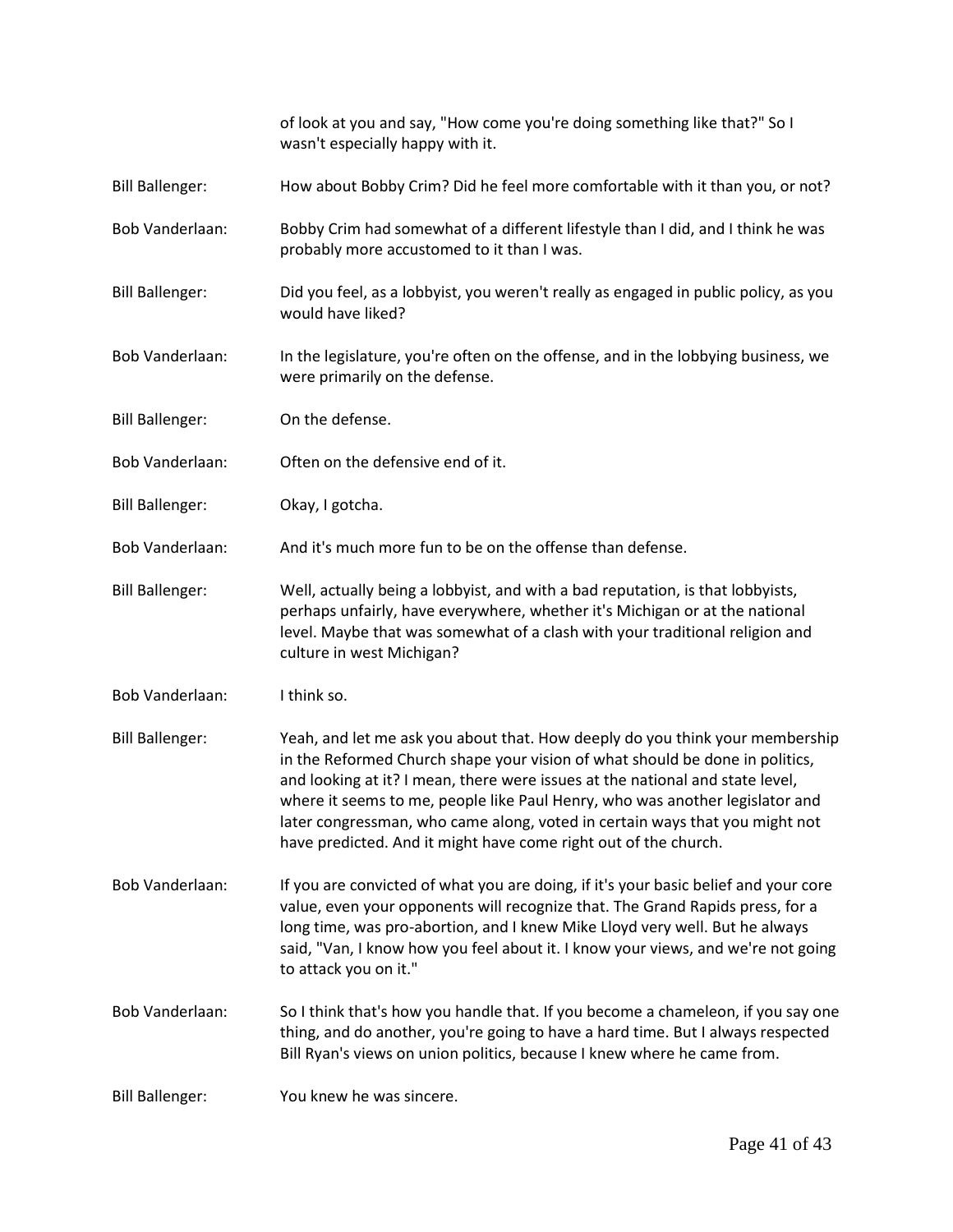of look at you and say, "How come you're doing something like that?" So I wasn't especially happy with it.

Bill Ballenger: How about Bobby Crim? Did he feel more comfortable with it than you, or not?

Bob Vanderlaan: Bobby Crim had somewhat of a different lifestyle than I did, and I think he was probably more accustomed to it than I was.

Bill Ballenger: Did you feel, as a lobbyist, you weren't really as engaged in public policy, as you would have liked?

Bob Vanderlaan: In the legislature, you're often on the offense, and in the lobbying business, we were primarily on the defense.

Bill Ballenger: On the defense.

Bob Vanderlaan: Often on the defensive end of it.

Bill Ballenger: Okay, I gotcha.

Bob Vanderlaan: And it's much more fun to be on the offense than defense.

Bill Ballenger: Well, actually being a lobbyist, and with a bad reputation, is that lobbyists, perhaps unfairly, have everywhere, whether it's Michigan or at the national level. Maybe that was somewhat of a clash with your traditional religion and culture in west Michigan?

Bob Vanderlaan: I think so.

Bill Ballenger: Yeah, and let me ask you about that. How deeply do you think your membership in the Reformed Church shape your vision of what should be done in politics, and looking at it? I mean, there were issues at the national and state level, where it seems to me, people like Paul Henry, who was another legislator and later congressman, who came along, voted in certain ways that you might not have predicted. And it might have come right out of the church.

Bob Vanderlaan: If you are convicted of what you are doing, if it's your basic belief and your core value, even your opponents will recognize that. The Grand Rapids press, for a long time, was pro-abortion, and I knew Mike Lloyd very well. But he always said, "Van, I know how you feel about it. I know your views, and we're not going to attack you on it."

Bob Vanderlaan: So I think that's how you handle that. If you become a chameleon, if you say one thing, and do another, you're going to have a hard time. But I always respected Bill Ryan's views on union politics, because I knew where he came from.

Bill Ballenger: You knew he was sincere.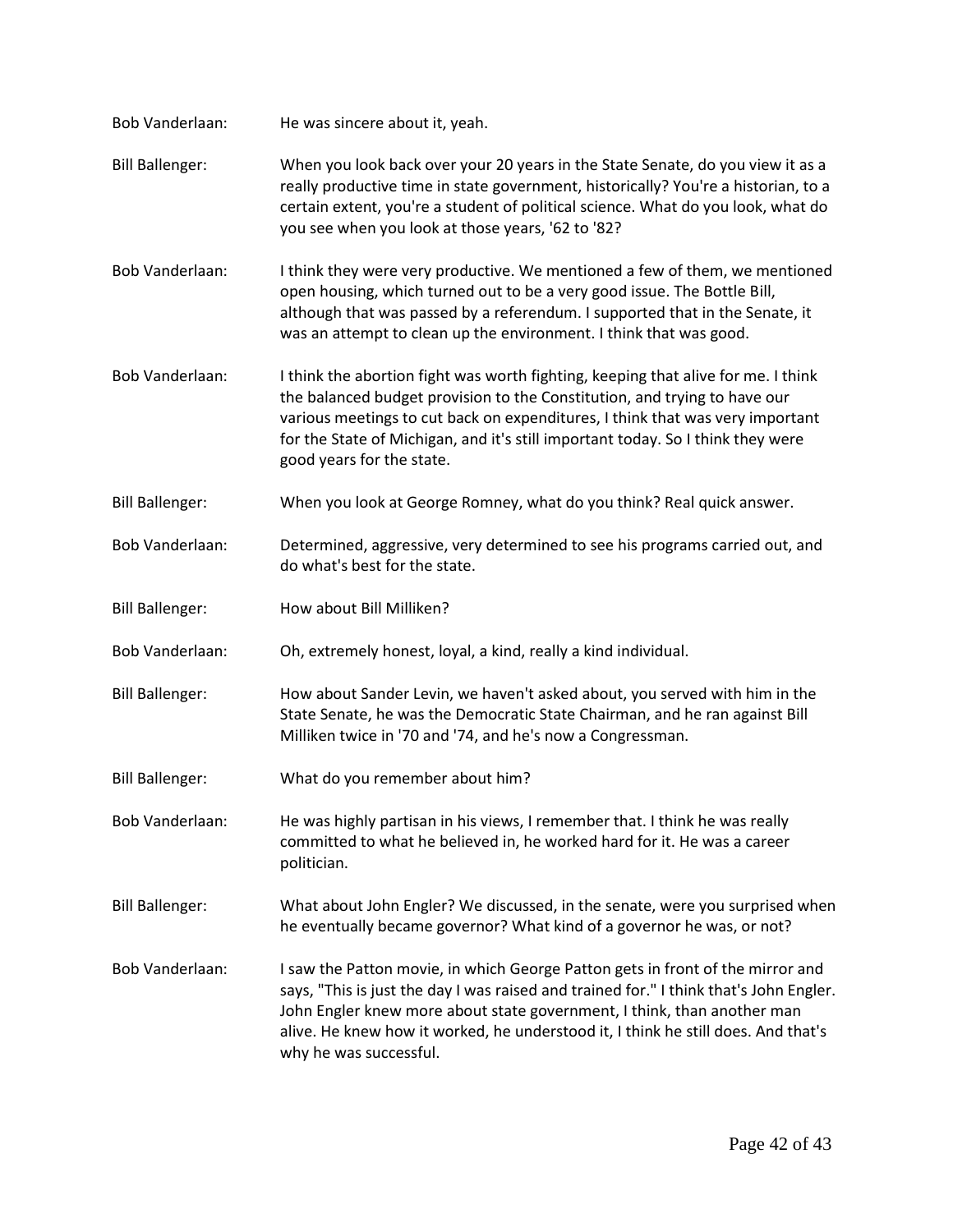Bob Vanderlaan: He was sincere about it, yeah.

Bill Ballenger: When you look back over your 20 years in the State Senate, do you view it as a really productive time in state government, historically? You're a historian, to a certain extent, you're a student of political science. What do you look, what do you see when you look at those years, '62 to '82?

Bob Vanderlaan: I think they were very productive. We mentioned a few of them, we mentioned open housing, which turned out to be a very good issue. The Bottle Bill, although that was passed by a referendum. I supported that in the Senate, it was an attempt to clean up the environment. I think that was good.

Bob Vanderlaan: I think the abortion fight was worth fighting, keeping that alive for me. I think the balanced budget provision to the Constitution, and trying to have our various meetings to cut back on expenditures, I think that was very important for the State of Michigan, and it's still important today. So I think they were good years for the state.

Bill Ballenger: When you look at George Romney, what do you think? Real quick answer.

Bob Vanderlaan: Determined, aggressive, very determined to see his programs carried out, and do what's best for the state.

Bill Ballenger: How about Bill Milliken?

Bob Vanderlaan: Oh, extremely honest, loyal, a kind, really a kind individual.

Bill Ballenger: How about Sander Levin, we haven't asked about, you served with him in the State Senate, he was the Democratic State Chairman, and he ran against Bill Milliken twice in '70 and '74, and he's now a Congressman.

Bill Ballenger: What do you remember about him?

Bob Vanderlaan: He was highly partisan in his views, I remember that. I think he was really committed to what he believed in, he worked hard for it. He was a career politician.

Bill Ballenger: What about John Engler? We discussed, in the senate, were you surprised when he eventually became governor? What kind of a governor he was, or not?

Bob Vanderlaan: I saw the Patton movie, in which George Patton gets in front of the mirror and says, "This is just the day I was raised and trained for." I think that's John Engler. John Engler knew more about state government, I think, than another man alive. He knew how it worked, he understood it, I think he still does. And that's why he was successful.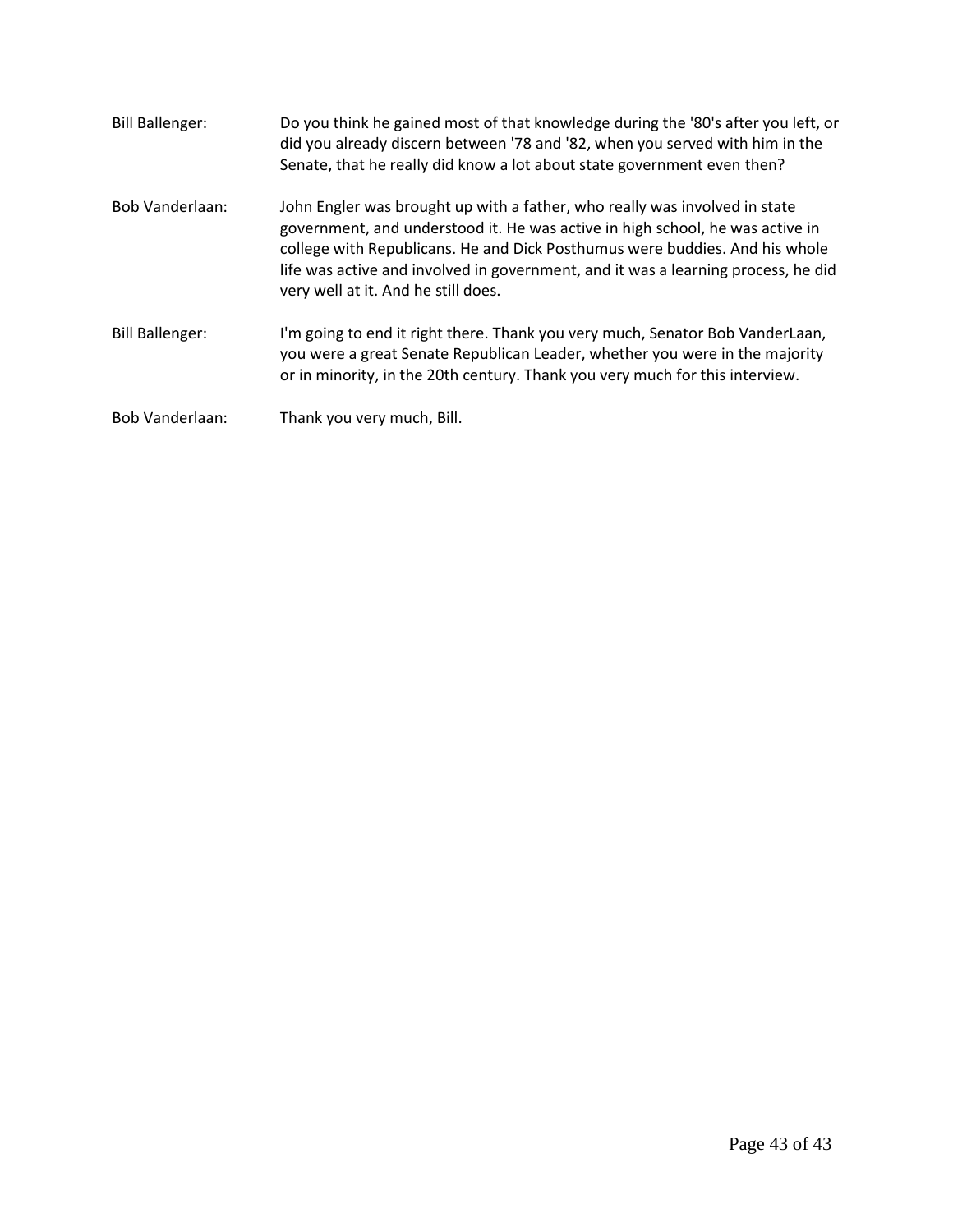Bill Ballenger: Do you think he gained most of that knowledge during the '80's after you left, or did you already discern between '78 and '82, when you served with him in the Senate, that he really did know a lot about state government even then?

Bob Vanderlaan: John Engler was brought up with a father, who really was involved in state government, and understood it. He was active in high school, he was active in college with Republicans. He and Dick Posthumus were buddies. And his whole life was active and involved in government, and it was a learning process, he did very well at it. And he still does.

Bill Ballenger: I'm going to end it right there. Thank you very much, Senator Bob VanderLaan, you were a great Senate Republican Leader, whether you were in the majority or in minority, in the 20th century. Thank you very much for this interview.

Bob Vanderlaan: Thank you very much, Bill.